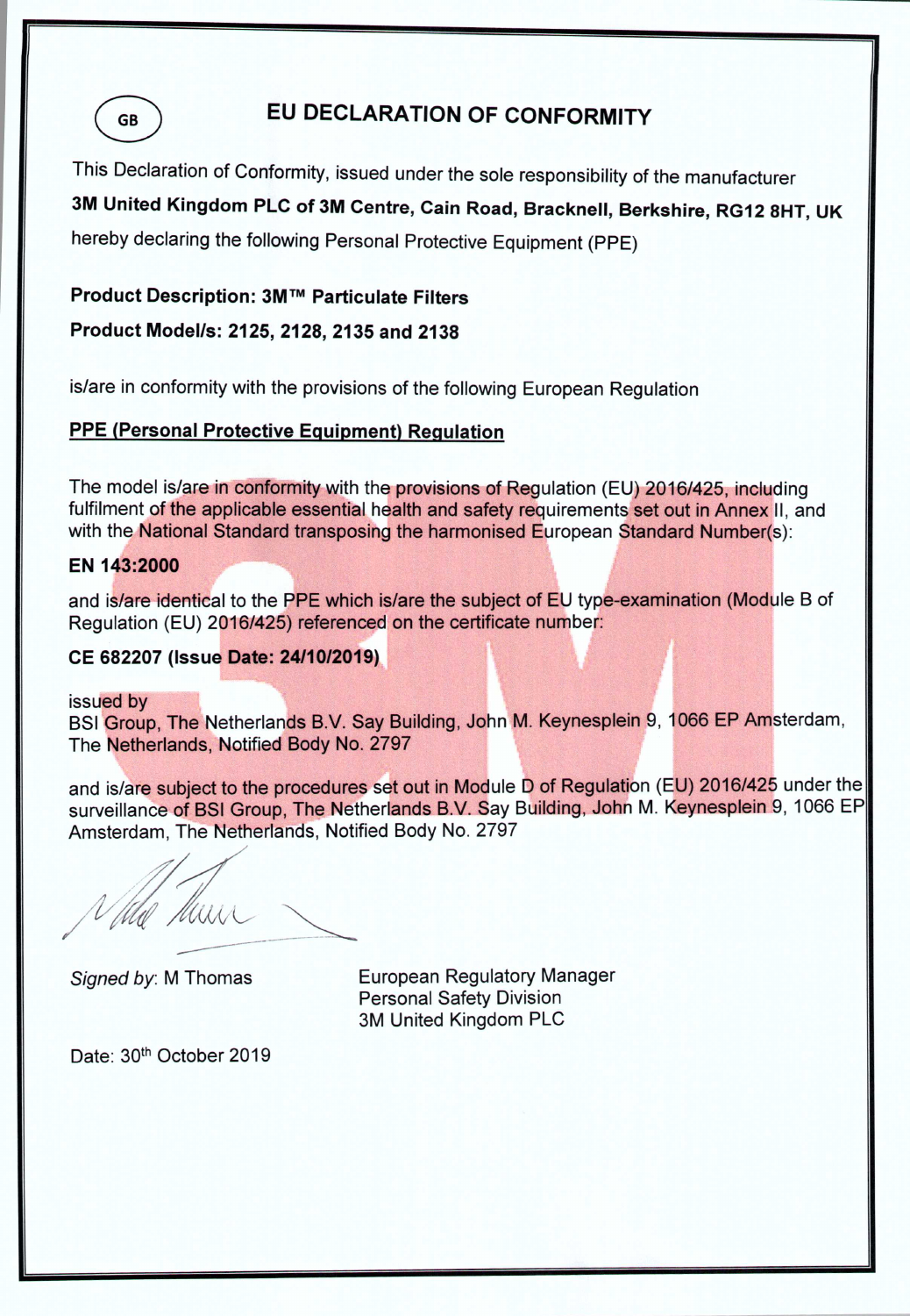GB

# EU DECLARATION OF CONFORMITY

This Declaration of Conformity, issued under the sole responsibility of the manufacturer

**3M United Kingdom PLC of 3M Centre, Cain Road, Bracknell, Berkshire, RG12 8HT, UK**

hereby declaring the following Personal Protective Equipment (PPE)

**Product Description: 3M™ Particulate Filters**

**Product Model/s: 2125, 2128, 2135 and 2138**

is/are in conformity with the provisions of the following European Regulation

**PPE (Personal Protective Equipment) Regulation**

The model is/are in conformity with the provisions of Regulation (EU) 2016/425, including fulfilment of the applicable essential health and safety requirements set out in Annex II, and with the National Standard transposing the harmonised European Standard Number(s):

**EN 143:2000**

and is/are identical to the PPE which is/are the subject of EU type-examination (Module B of Regulation (EU) 2016/425) referenced on the certificate number:

**CE 682207 (Issue Date: 24/10/2019)**

issued by
BSI Group, The Netherlands B.V. Say Building, John M. Keynesplein 9, 1066 EP Amsterdam, The Netherlands, Notified Body No. 2797

and is/are subject to the procedures set out in Module D of Regulation (EU) 2016/425 under the surveillance of BSI Group, The Netherlands B.V. Say Building, John M. Keynesplein 9, 1066 EP Amsterdam, The Netherlands, Notified Body No. 2797

*Signed by*: M Thomas

European Regulatory Manager
Personal Safety Division
3M United Kingdom PLC

Date: 30th October 2019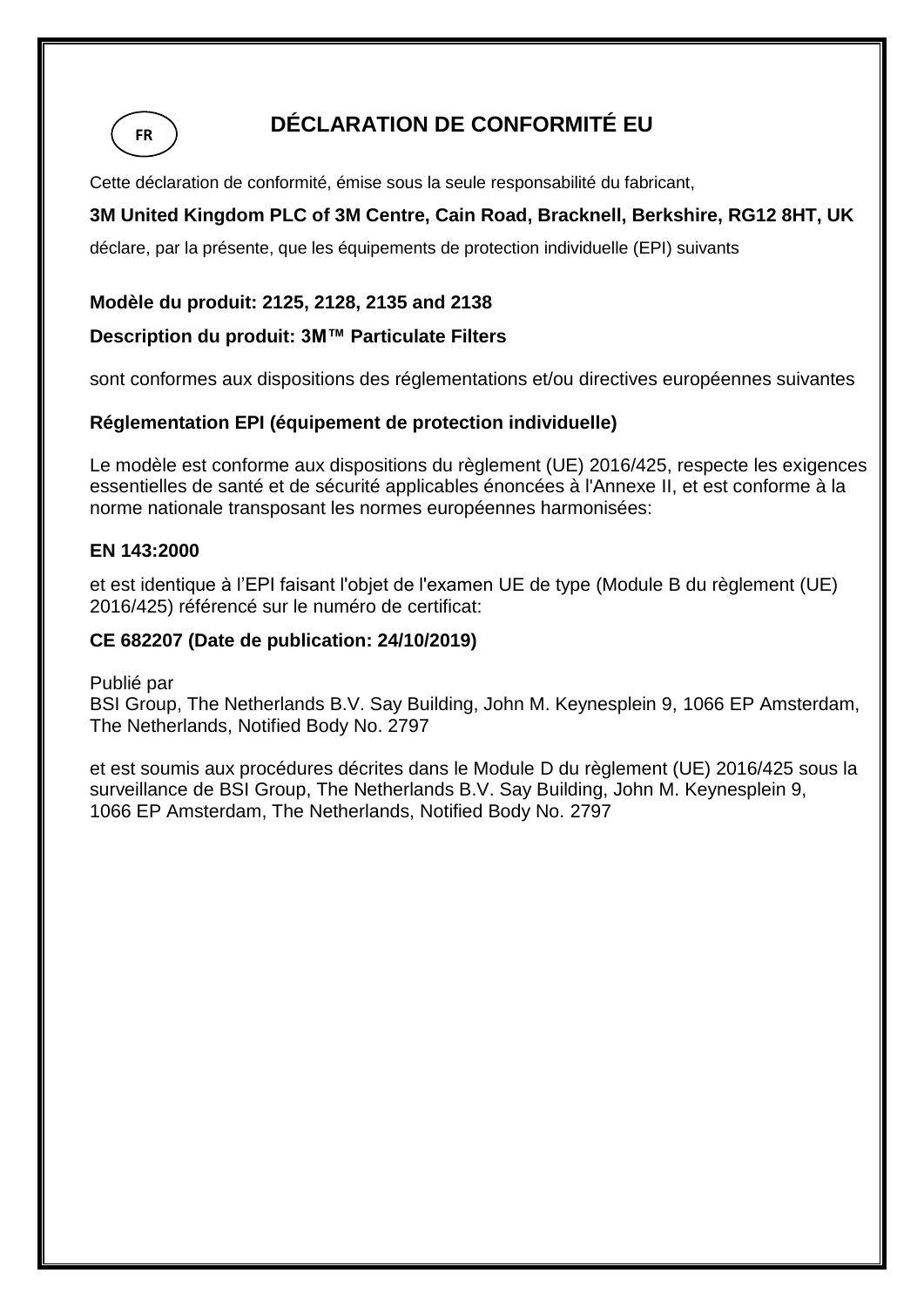FR

# DÉCLARATION DE CONFORMITÉ EU

Cette déclaration de conformité, émise sous la seule responsabilité du fabricant,

**3M United Kingdom PLC of 3M Centre, Cain Road, Bracknell, Berkshire, RG12 8HT, UK**

déclare, par la présente, que les équipements de protection individuelle (EPI) suivants

**Modèle du produit: 2125, 2128, 2135 and 2138**

**Description du produit: 3M™ Particulate Filters**

sont conformes aux dispositions des réglementations et/ou directives européennes suivantes

**Réglementation EPI (équipement de protection individuelle)**

Le modèle est conforme aux dispositions du règlement (UE) 2016/425, respecte les exigences essentielles de santé et de sécurité applicables énoncées à l'Annexe II, et est conforme à la norme nationale transposant les normes européennes harmonisées:

**EN 143:2000**

et est identique à l'EPI faisant l'objet de l'examen UE de type (Module B du règlement (UE) 2016/425) référencé sur le numéro de certificat:

**CE 682207 (Date de publication: 24/10/2019)**

Publié par
BSI Group, The Netherlands B.V. Say Building, John M. Keynesplein 9, 1066 EP Amsterdam, The Netherlands, Notified Body No. 2797

et est soumis aux procédures décrites dans le Module D du règlement (UE) 2016/425 sous la surveillance de BSI Group, The Netherlands B.V. Say Building, John M. Keynesplein 9, 1066 EP Amsterdam, The Netherlands, Notified Body No. 2797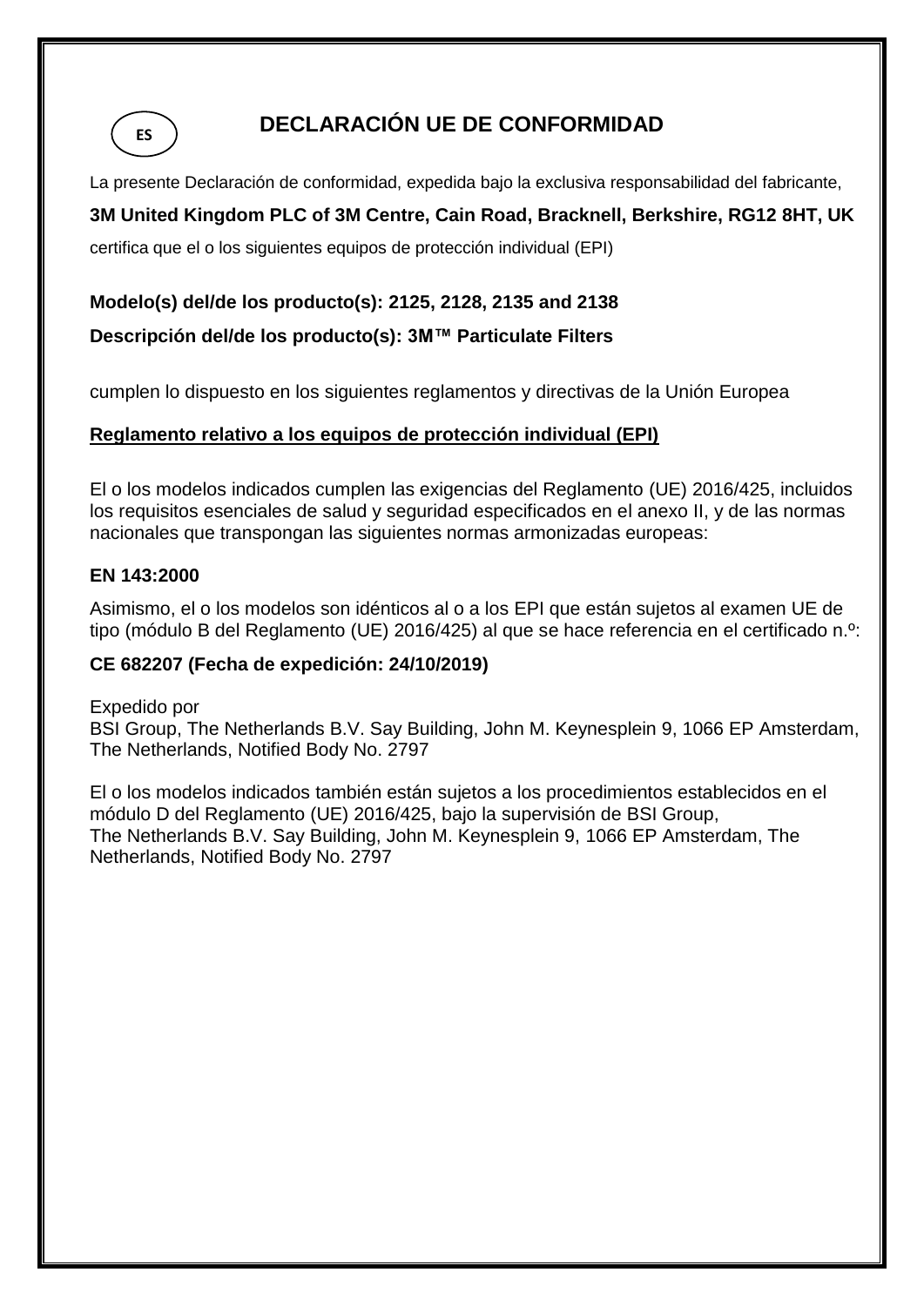ES

# DECLARACIÓN UE DE CONFORMIDAD

La presente Declaración de conformidad, expedida bajo la exclusiva responsabilidad del fabricante,

**3M United Kingdom PLC of 3M Centre, Cain Road, Bracknell, Berkshire, RG12 8HT, UK**

certifica que el o los siguientes equipos de protección individual (EPI)

**Modelo(s) del/de los producto(s): 2125, 2128, 2135 and 2138**

**Descripción del/de los producto(s): 3M™ Particulate Filters**

cumplen lo dispuesto en los siguientes reglamentos y directivas de la Unión Europea

**<u>Reglamento relativo a los equipos de protección individual (EPI)</u>**

El o los modelos indicados cumplen las exigencias del Reglamento (UE) 2016/425, incluidos los requisitos esenciales de salud y seguridad especificados en el anexo II, y de las normas nacionales que transpongan las siguientes normas armonizadas europeas:

**EN 143:2000**

Asimismo, el o los modelos son idénticos al o a los EPI que están sujetos al examen UE de tipo (módulo B del Reglamento (UE) 2016/425) al que se hace referencia en el certificado n.º:

**CE 682207 (Fecha de expedición: 24/10/2019)**

Expedido por
BSI Group, The Netherlands B.V. Say Building, John M. Keynesplein 9, 1066 EP Amsterdam, The Netherlands, Notified Body No. 2797

El o los modelos indicados también están sujetos a los procedimientos establecidos en el módulo D del Reglamento (UE) 2016/425, bajo la supervisión de BSI Group, The Netherlands B.V. Say Building, John M. Keynesplein 9, 1066 EP Amsterdam, The Netherlands, Notified Body No. 2797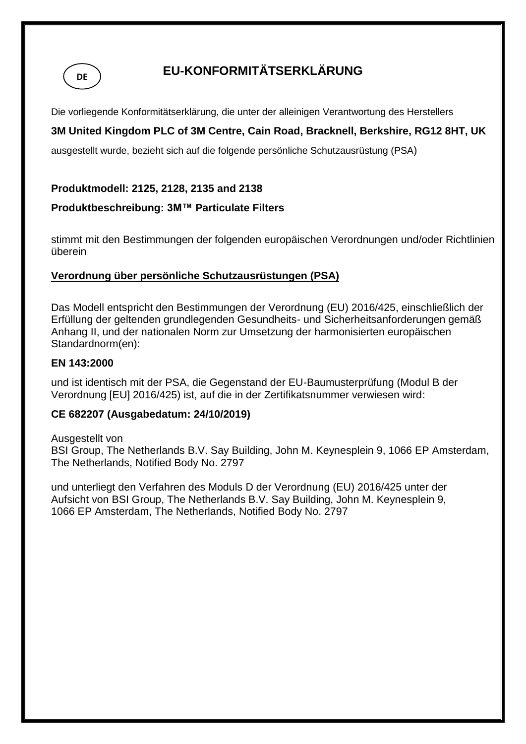DE

# EU-KONFORMITÄTSERKLÄRUNG

Die vorliegende Konformitätserklärung, die unter der alleinigen Verantwortung des Herstellers

**3M United Kingdom PLC of 3M Centre, Cain Road, Bracknell, Berkshire, RG12 8HT, UK**

ausgestellt wurde, bezieht sich auf die folgende persönliche Schutzausrüstung (PSA)

**Produktmodell: 2125, 2128, 2135 and 2138**

**Produktbeschreibung: 3M™ Particulate Filters**

stimmt mit den Bestimmungen der folgenden europäischen Verordnungen und/oder Richtlinien überein

**Verordnung über persönliche Schutzausrüstungen (PSA)**

Das Modell entspricht den Bestimmungen der Verordnung (EU) 2016/425, einschließlich der Erfüllung der geltenden grundlegenden Gesundheits- und Sicherheitsanforderungen gemäß Anhang II, und der nationalen Norm zur Umsetzung der harmonisierten europäischen Standardnorm(en):

**EN 143:2000**

und ist identisch mit der PSA, die Gegenstand der EU-Baumusterprüfung (Modul B der Verordnung [EU] 2016/425) ist, auf die in der Zertifikatsnummer verwiesen wird:

**CE 682207 (Ausgabedatum: 24/10/2019)**

Ausgestellt von
BSI Group, The Netherlands B.V. Say Building, John M. Keynesplein 9, 1066 EP Amsterdam, The Netherlands, Notified Body No. 2797

und unterliegt den Verfahren des Moduls D der Verordnung (EU) 2016/425 unter der Aufsicht von BSI Group, The Netherlands B.V. Say Building, John M. Keynesplein 9, 1066 EP Amsterdam, The Netherlands, Notified Body No. 2797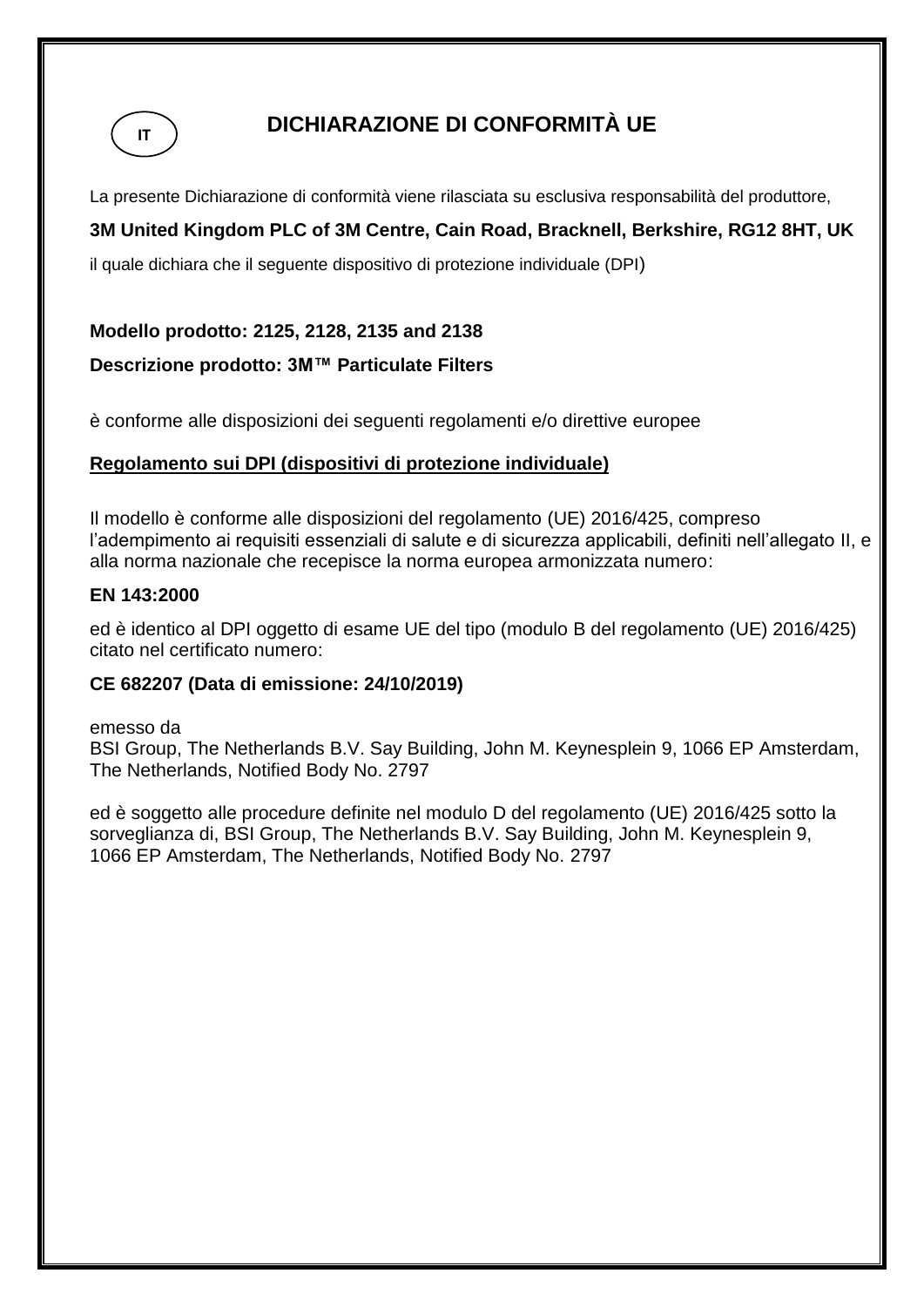IT

# DICHIARAZIONE DI CONFORMITÀ UE

La presente Dichiarazione di conformità viene rilasciata su esclusiva responsabilità del produttore,

**3M United Kingdom PLC of 3M Centre, Cain Road, Bracknell, Berkshire, RG12 8HT, UK**

il quale dichiara che il seguente dispositivo di protezione individuale (DPI)

**Modello prodotto: 2125, 2128, 2135 and 2138**

**Descrizione prodotto: 3M™ Particulate Filters**

è conforme alle disposizioni dei seguenti regolamenti e/o direttive europee

**<u>Regolamento sui DPI (dispositivi di protezione individuale)</u>**

Il modello è conforme alle disposizioni del regolamento (UE) 2016/425, compreso l'adempimento ai requisiti essenziali di salute e di sicurezza applicabili, definiti nell'allegato II, e alla norma nazionale che recepisce la norma europea armonizzata numero:

**EN 143:2000**

ed è identico al DPI oggetto di esame UE del tipo (modulo B del regolamento (UE) 2016/425) citato nel certificato numero:

**CE 682207 (Data di emissione: 24/10/2019)**

emesso da
BSI Group, The Netherlands B.V. Say Building, John M. Keynesplein 9, 1066 EP Amsterdam, The Netherlands, Notified Body No. 2797

ed è soggetto alle procedure definite nel modulo D del regolamento (UE) 2016/425 sotto la sorveglianza di, BSI Group, The Netherlands B.V. Say Building, John M. Keynesplein 9, 1066 EP Amsterdam, The Netherlands, Notified Body No. 2797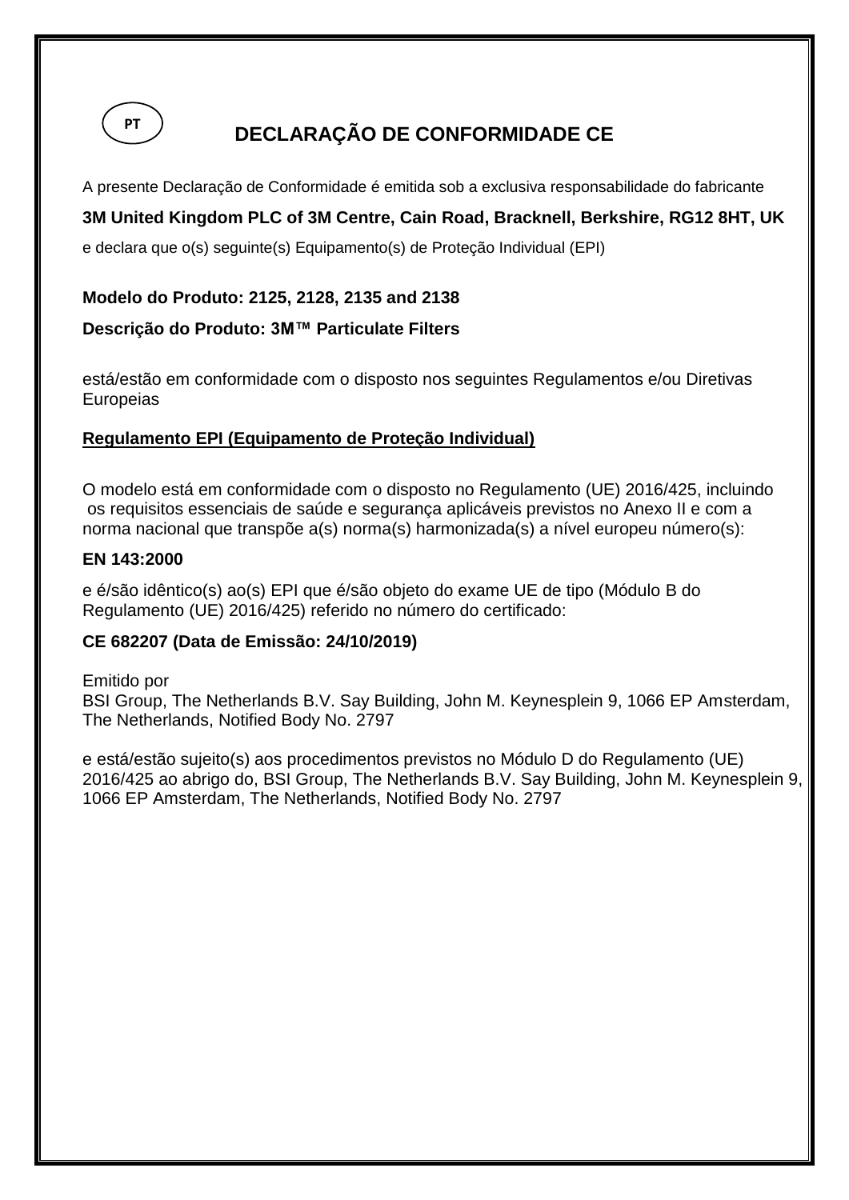PT

# DECLARAÇÃO DE CONFORMIDADE CE

A presente Declaração de Conformidade é emitida sob a exclusiva responsabilidade do fabricante

**3M United Kingdom PLC of 3M Centre, Cain Road, Bracknell, Berkshire, RG12 8HT, UK**

e declara que o(s) seguinte(s) Equipamento(s) de Proteção Individual (EPI)

**Modelo do Produto: 2125, 2128, 2135 and 2138**

**Descrição do Produto: 3M™ Particulate Filters**

está/estão em conformidade com o disposto nos seguintes Regulamentos e/ou Diretivas Europeias

**Regulamento EPI (Equipamento de Proteção Individual)**

O modelo está em conformidade com o disposto no Regulamento (UE) 2016/425, incluindo os requisitos essenciais de saúde e segurança aplicáveis previstos no Anexo II e com a norma nacional que transpõe a(s) norma(s) harmonizada(s) a nível europeu número(s):

**EN 143:2000**

e é/são idêntico(s) ao(s) EPI que é/são objeto do exame UE de tipo (Módulo B do Regulamento (UE) 2016/425) referido no número do certificado:

**CE 682207 (Data de Emissão: 24/10/2019)**

Emitido por
BSI Group, The Netherlands B.V. Say Building, John M. Keynesplein 9, 1066 EP Amsterdam, The Netherlands, Notified Body No. 2797

e está/estão sujeito(s) aos procedimentos previstos no Módulo D do Regulamento (UE) 2016/425 ao abrigo do, BSI Group, The Netherlands B.V. Say Building, John M. Keynesplein 9, 1066 EP Amsterdam, The Netherlands, Notified Body No. 2797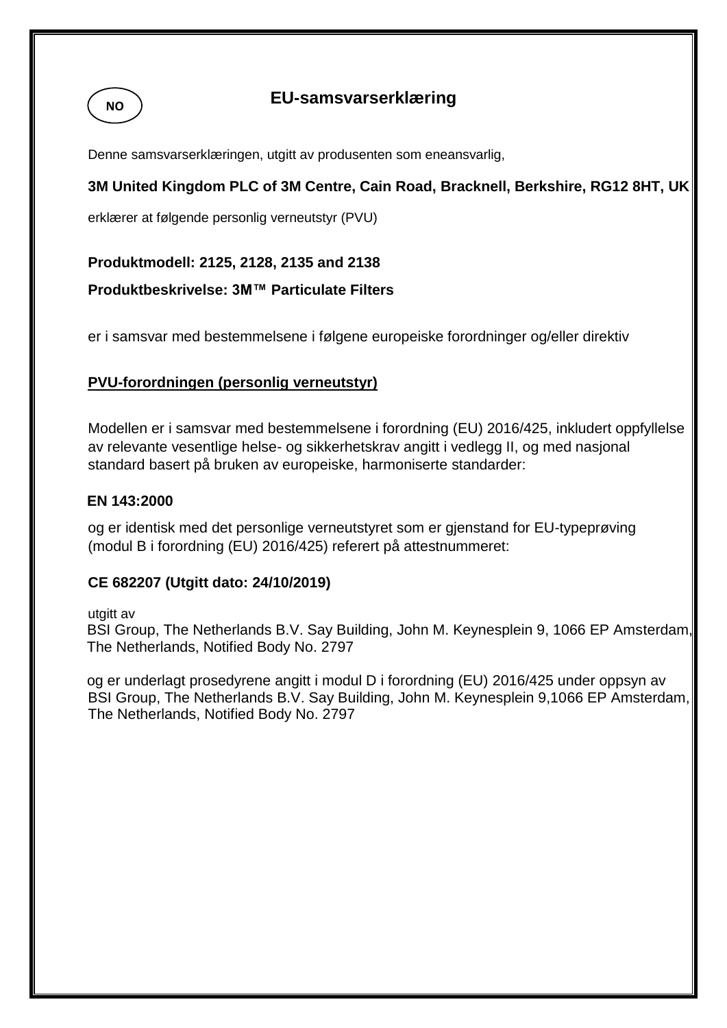NO

# EU-samsvarserklæring

Denne samsvarserklæringen, utgitt av produsenten som eneansvarlig,

**3M United Kingdom PLC of 3M Centre, Cain Road, Bracknell, Berkshire, RG12 8HT, UK**

erklærer at følgende personlig verneutstyr (PVU)

**Produktmodell: 2125, 2128, 2135 and 2138**

**Produktbeskrivelse: 3M™ Particulate Filters**

er i samsvar med bestemmelsene i følgene europeiske forordninger og/eller direktiv

**PVU-forordningen (personlig verneutstyr)**

Modellen er i samsvar med bestemmelsene i forordning (EU) 2016/425, inkludert oppfyllelse av relevante vesentlige helse- og sikkerhetskrav angitt i vedlegg II, og med nasjonal standard basert på bruken av europeiske, harmoniserte standarder:

**EN 143:2000**

og er identisk med det personlige verneutstyret som er gjenstand for EU-typeprøving (modul B i forordning (EU) 2016/425) referert på attestnummeret:

**CE 682207 (Utgitt dato: 24/10/2019)**

utgitt av
BSI Group, The Netherlands B.V. Say Building, John M. Keynesplein 9, 1066 EP Amsterdam, The Netherlands, Notified Body No. 2797

og er underlagt prosedyrene angitt i modul D i forordning (EU) 2016/425 under oppsyn av BSI Group, The Netherlands B.V. Say Building, John M. Keynesplein 9,1066 EP Amsterdam, The Netherlands, Notified Body No. 2797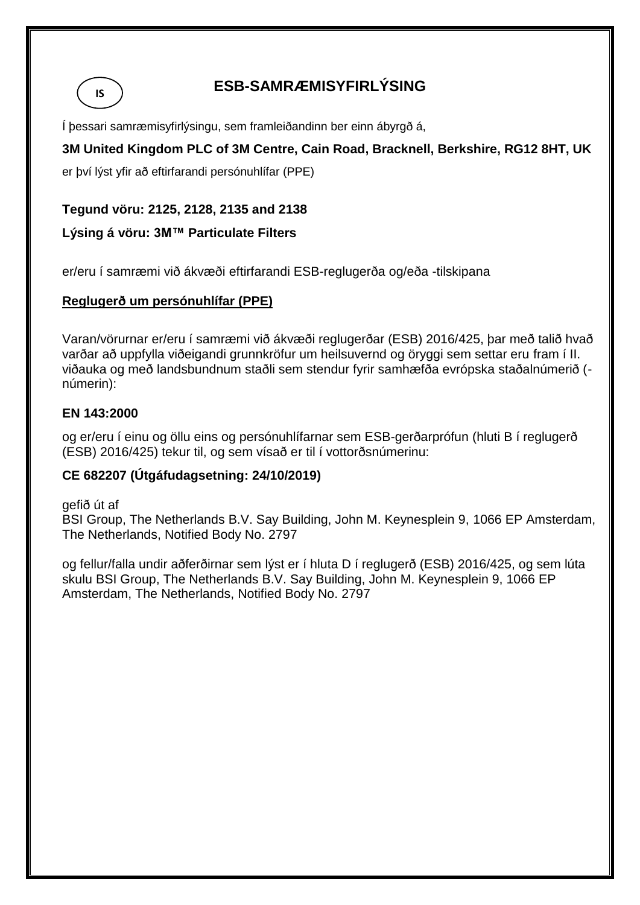IS

# ESB-SAMRÆMISYFIRLÝSING

Í þessari samræmisyfirlýsingu, sem framleiðandinn ber einn ábyrgð á,

**3M United Kingdom PLC of 3M Centre, Cain Road, Bracknell, Berkshire, RG12 8HT, UK**

er því lýst yfir að eftirfarandi persónuhlífar (PPE)

**Tegund vöru: 2125, 2128, 2135 and 2138**

**Lýsing á vöru: 3M™ Particulate Filters**

er/eru í samræmi við ákvæði eftirfarandi ESB-reglugerða og/eða -tilskipana

**<u>Reglugerð um persónuhlífar (PPE)</u>**

Varan/vörurnar er/eru í samræmi við ákvæði reglugerðar (ESB) 2016/425, þar með talið hvað varðar að uppfylla viðeigandi grunnkröfur um heilsuvernd og öryggi sem settar eru fram í II. viðauka og með landsbundnum staðli sem stendur fyrir samhæfða evrópska staðalnúmerið (-númerin):

**EN 143:2000**

og er/eru í einu og öllu eins og persónuhlífarnar sem ESB-gerðarprófun (hluti B í reglugerð (ESB) 2016/425) tekur til, og sem vísað er til í vottorðsnúmerinu:

**CE 682207 (Útgáfudagsetning: 24/10/2019)**

gefið út af
BSI Group, The Netherlands B.V. Say Building, John M. Keynesplein 9, 1066 EP Amsterdam, The Netherlands, Notified Body No. 2797

og fellur/falla undir aðferðirnar sem lýst er í hluta D í reglugerð (ESB) 2016/425, og sem lúta skulu BSI Group, The Netherlands B.V. Say Building, John M. Keynesplein 9, 1066 EP Amsterdam, The Netherlands, Notified Body No. 2797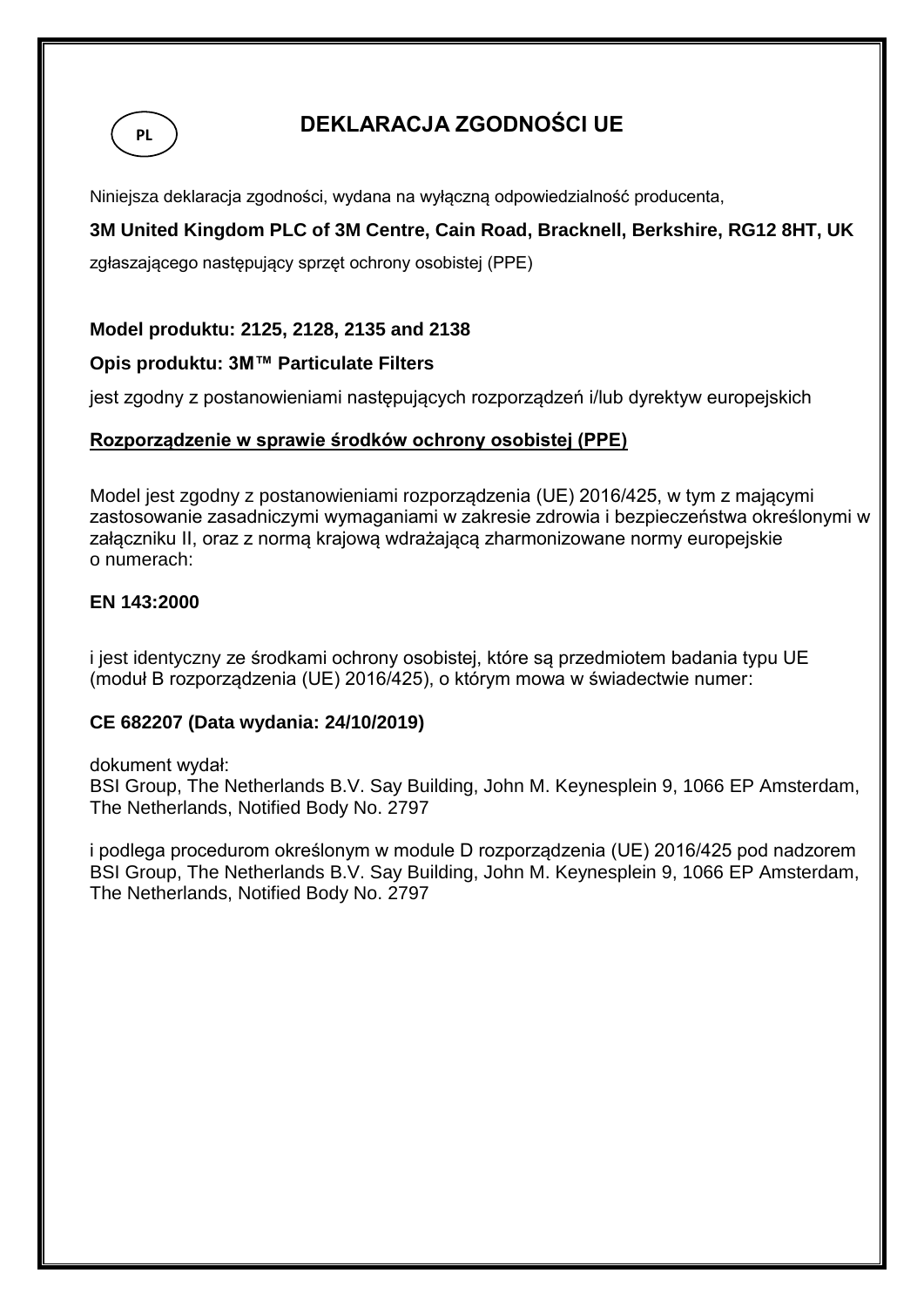PL

# DEKLARACJA ZGODNOŚCI UE

Niniejsza deklaracja zgodności, wydana na wyłączną odpowiedzialność producenta,

**3M United Kingdom PLC of 3M Centre, Cain Road, Bracknell, Berkshire, RG12 8HT, UK**

zgłaszającego następujący sprzęt ochrony osobistej (PPE)

**Model produktu: 2125, 2128, 2135 and 2138**

**Opis produktu: 3M™ Particulate Filters**

jest zgodny z postanowieniami następujących rozporządzeń i/lub dyrektyw europejskich

**<u>Rozporządzenie w sprawie środków ochrony osobistej (PPE)</u>**

Model jest zgodny z postanowieniami rozporządzenia (UE) 2016/425, w tym z mającymi zastosowanie zasadniczymi wymaganiami w zakresie zdrowia i bezpieczeństwa określonymi w załączniku II, oraz z normą krajową wdrażającą zharmonizowane normy europejskie o numerach:

**EN 143:2000**

i jest identyczny ze środkami ochrony osobistej, które są przedmiotem badania typu UE (moduł B rozporządzenia (UE) 2016/425), o którym mowa w świadectwie numer:

**CE 682207 (Data wydania: 24/10/2019)**

dokument wydał:
BSI Group, The Netherlands B.V. Say Building, John M. Keynesplein 9, 1066 EP Amsterdam, The Netherlands, Notified Body No. 2797

i podlega procedurom określonym w module D rozporządzenia (UE) 2016/425 pod nadzorem BSI Group, The Netherlands B.V. Say Building, John M. Keynesplein 9, 1066 EP Amsterdam, The Netherlands, Notified Body No. 2797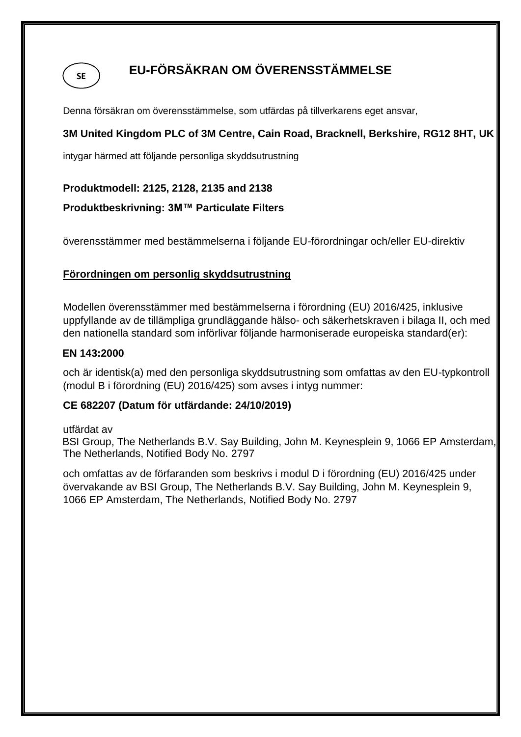SE

# EU-FÖRSÄKRAN OM ÖVERENSSTÄMMELSE

Denna försäkran om överensstämmelse, som utfärdas på tillverkarens eget ansvar,

**3M United Kingdom PLC of 3M Centre, Cain Road, Bracknell, Berkshire, RG12 8HT, UK**

intygar härmed att följande personliga skyddsutrustning

**Produktmodell: 2125, 2128, 2135 and 2138**

**Produktbeskrivning: 3M™ Particulate Filters**

överensstämmer med bestämmelserna i följande EU-förordningar och/eller EU-direktiv

**Förordningen om personlig skyddsutrustning**

Modellen överensstämmer med bestämmelserna i förordning (EU) 2016/425, inklusive uppfyllande av de tillämpliga grundläggande hälso- och säkerhetskraven i bilaga II, och med den nationella standard som införlivar följande harmoniserade europeiska standard(er):

**EN 143:2000**

och är identisk(a) med den personliga skyddsutrustning som omfattas av den EU-typkontroll (modul B i förordning (EU) 2016/425) som avses i intyg nummer:

**CE 682207 (Datum för utfärdande: 24/10/2019)**

utfärdat av
BSI Group, The Netherlands B.V. Say Building, John M. Keynesplein 9, 1066 EP Amsterdam, The Netherlands, Notified Body No. 2797

och omfattas av de förfaranden som beskrivs i modul D i förordning (EU) 2016/425 under övervakande av BSI Group, The Netherlands B.V. Say Building, John M. Keynesplein 9, 1066 EP Amsterdam, The Netherlands, Notified Body No. 2797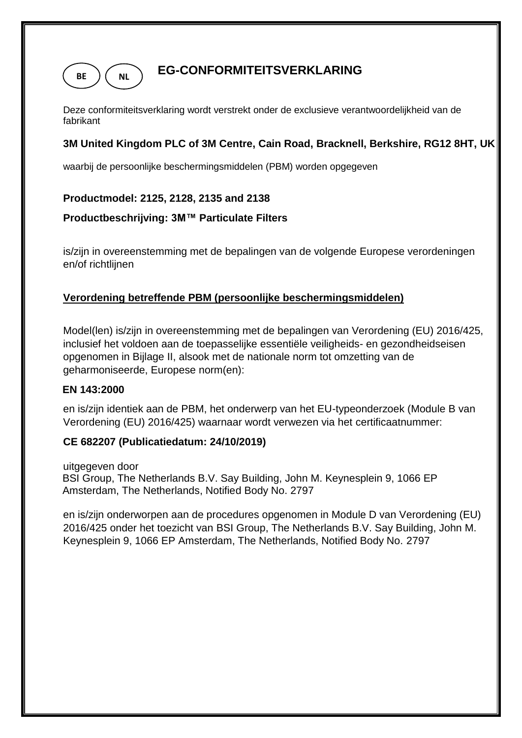BE NL

# EG-CONFORMITEITSVERKLARING

Deze conformiteitsverklaring wordt verstrekt onder de exclusieve verantwoordelijkheid van de fabrikant

**3M United Kingdom PLC of 3M Centre, Cain Road, Bracknell, Berkshire, RG12 8HT, UK**

waarbij de persoonlijke beschermingsmiddelen (PBM) worden opgegeven

**Productmodel: 2125, 2128, 2135 and 2138**

**Productbeschrijving: 3M™ Particulate Filters**

is/zijn in overeenstemming met de bepalingen van de volgende Europese verordeningen en/of richtlijnen

**Verordening betreffende PBM (persoonlijke beschermingsmiddelen)**

Model(len) is/zijn in overeenstemming met de bepalingen van Verordening (EU) 2016/425, inclusief het voldoen aan de toepasselijke essentiële veiligheids- en gezondheidseisen opgenomen in Bijlage II, alsook met de nationale norm tot omzetting van de geharmoniseerde, Europese norm(en):

**EN 143:2000**

en is/zijn identiek aan de PBM, het onderwerp van het EU-typeonderzoek (Module B van Verordening (EU) 2016/425) waarnaar wordt verwezen via het certificaatnummer:

**CE 682207 (Publicatiedatum: 24/10/2019)**

uitgegeven door
BSI Group, The Netherlands B.V. Say Building, John M. Keynesplein 9, 1066 EP Amsterdam, The Netherlands, Notified Body No. 2797

en is/zijn onderworpen aan de procedures opgenomen in Module D van Verordening (EU) 2016/425 onder het toezicht van BSI Group, The Netherlands B.V. Say Building, John M. Keynesplein 9, 1066 EP Amsterdam, The Netherlands, Notified Body No. 2797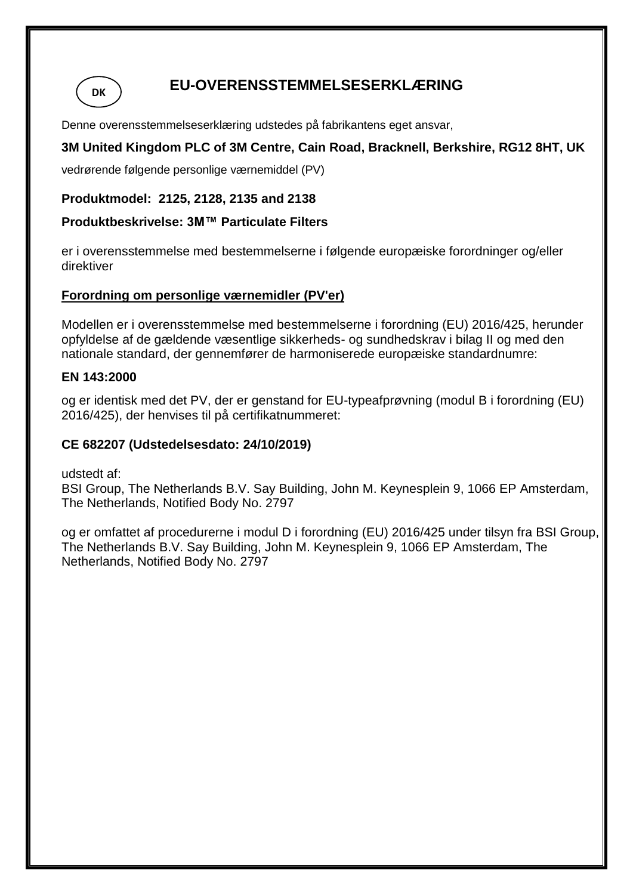DK

# EU-OVERENSSTEMMELSESERKLÆRING

Denne overensstemmelseserklæring udstedes på fabrikantens eget ansvar,

**3M United Kingdom PLC of 3M Centre, Cain Road, Bracknell, Berkshire, RG12 8HT, UK**

vedrørende følgende personlige værnemiddel (PV)

**Produktmodel: 2125, 2128, 2135 and 2138**

**Produktbeskrivelse: 3M™ Particulate Filters**

er i overensstemmelse med bestemmelserne i følgende europæiske forordninger og/eller direktiver

**Forordning om personlige værnemidler (PV'er)**

Modellen er i overensstemmelse med bestemmelserne i forordning (EU) 2016/425, herunder opfyldelse af de gældende væsentlige sikkerheds- og sundhedskrav i bilag II og med den nationale standard, der gennemfører de harmoniserede europæiske standardnumre:

**EN 143:2000**

og er identisk med det PV, der er genstand for EU-typeafprøvning (modul B i forordning (EU) 2016/425), der henvises til på certifikatnummeret:

**CE 682207 (Udstedelsesdato: 24/10/2019)**

udstedt af:
BSI Group, The Netherlands B.V. Say Building, John M. Keynesplein 9, 1066 EP Amsterdam, The Netherlands, Notified Body No. 2797

og er omfattet af procedurerne i modul D i forordning (EU) 2016/425 under tilsyn fra BSI Group, The Netherlands B.V. Say Building, John M. Keynesplein 9, 1066 EP Amsterdam, The Netherlands, Notified Body No. 2797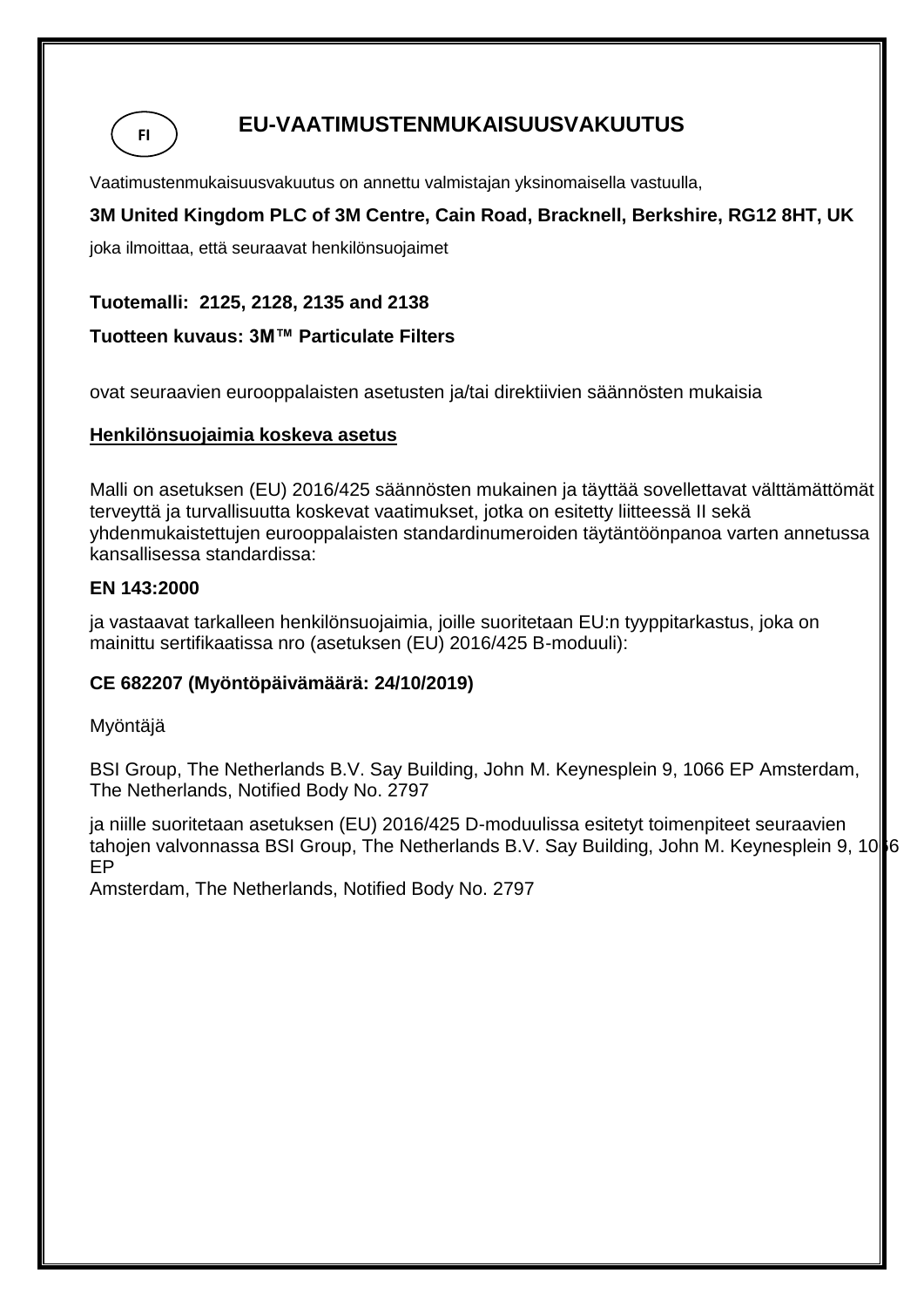FI

# EU-VAATIMUSTENMUKAISUUSVAKUUTUS

Vaatimustenmukaisuusvakuutus on annettu valmistajan yksinomaisella vastuulla,

**3M United Kingdom PLC of 3M Centre, Cain Road, Bracknell, Berkshire, RG12 8HT, UK**

joka ilmoittaa, että seuraavat henkilönsuojaimet

**Tuotemalli: 2125, 2128, 2135 and 2138**

**Tuotteen kuvaus: 3M™ Particulate Filters**

ovat seuraavien eurooppalaisten asetusten ja/tai direktiivien säännösten mukaisia

**Henkilönsuojaimia koskeva asetus**

Malli on asetuksen (EU) 2016/425 säännösten mukainen ja täyttää sovellettavat välttämättömät terveyttä ja turvallisuutta koskevat vaatimukset, jotka on esitetty liitteessä II sekä yhdenmukaistettujen eurooppalaisten standardinumeroiden täytäntöönpanoa varten annetussa kansallisessa standardissa:

**EN 143:2000**

ja vastaavat tarkalleen henkilönsuojaimia, joille suoritetaan EU:n tyyppitarkastus, joka on mainittu sertifikaatissa nro (asetuksen (EU) 2016/425 B-moduuli):

**CE 682207 (Myöntöpäivämäärä: 24/10/2019)**

Myöntäjä

BSI Group, The Netherlands B.V. Say Building, John M. Keynesplein 9, 1066 EP Amsterdam, The Netherlands, Notified Body No. 2797

ja niille suoritetaan asetuksen (EU) 2016/425 D-moduulissa esitetyt toimenpiteet seuraavien tahojen valvonnassa BSI Group, The Netherlands B.V. Say Building, John M. Keynesplein 9, 1066 EP
Amsterdam, The Netherlands, Notified Body No. 2797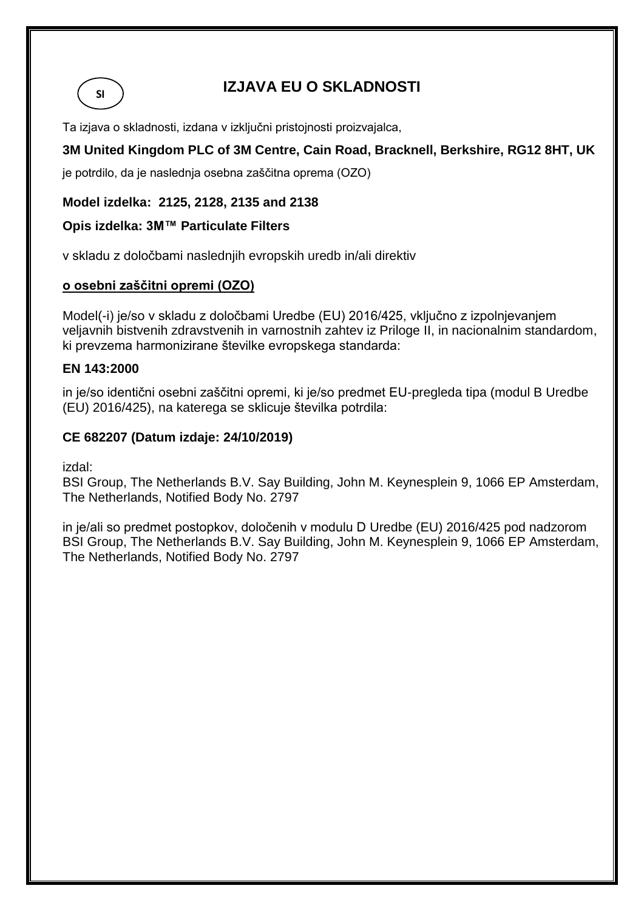SI

# IZJAVA EU O SKLADNOSTI

Ta izjava o skladnosti, izdana v izključni pristojnosti proizvajalca,

**3M United Kingdom PLC of 3M Centre, Cain Road, Bracknell, Berkshire, RG12 8HT, UK**

je potrdilo, da je naslednja osebna zaščitna oprema (OZO)

**Model izdelka: 2125, 2128, 2135 and 2138**

**Opis izdelka: 3M™ Particulate Filters**

v skladu z določbami naslednjih evropskih uredb in/ali direktiv

**o osebni zaščitni opremi (OZO)**

Model(-i) je/so v skladu z določbami Uredbe (EU) 2016/425, vključno z izpolnjevanjem veljavnih bistvenih zdravstvenih in varnostnih zahtev iz Priloge II, in nacionalnim standardom, ki prevzema harmonizirane številke evropskega standarda:

**EN 143:2000**

in je/so identični osebni zaščitni opremi, ki je/so predmet EU-pregleda tipa (modul B Uredbe (EU) 2016/425), na katerega se sklicuje številka potrdila:

**CE 682207 (Datum izdaje: 24/10/2019)**

izdal:
BSI Group, The Netherlands B.V. Say Building, John M. Keynesplein 9, 1066 EP Amsterdam, The Netherlands, Notified Body No. 2797

in je/ali so predmet postopkov, določenih v modulu D Uredbe (EU) 2016/425 pod nadzorom BSI Group, The Netherlands B.V. Say Building, John M. Keynesplein 9, 1066 EP Amsterdam, The Netherlands, Notified Body No. 2797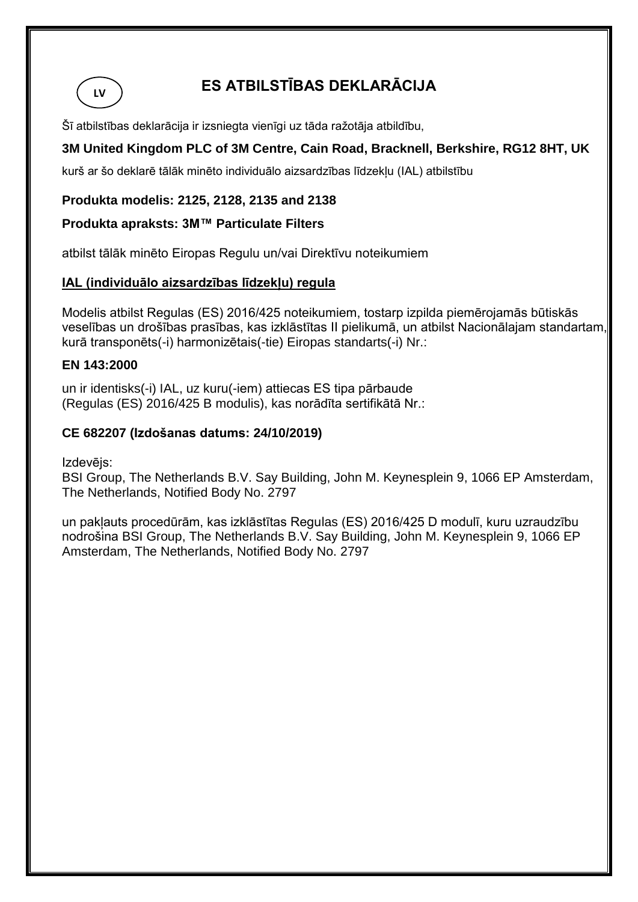LV

# ES ATBILSTĪBAS DEKLARĀCIJA

Šī atbilstības deklarācija ir izsniegta vienīgi uz tāda ražotāja atbildību,

**3M United Kingdom PLC of 3M Centre, Cain Road, Bracknell, Berkshire, RG12 8HT, UK**

kurš ar šo deklarē tālāk minēto individuālo aizsardzības līdzekļu (IAL) atbilstību

**Produkta modelis: 2125, 2128, 2135 and 2138**

**Produkta apraksts: 3M™ Particulate Filters**

atbilst tālāk minēto Eiropas Regulu un/vai Direktīvu noteikumiem

**IAL (individuālo aizsardzības līdzekļu) regula**

Modelis atbilst Regulas (ES) 2016/425 noteikumiem, tostarp izpilda piemērojamās būtiskās veselības un drošības prasības, kas izklāstītas II pielikumā, un atbilst Nacionālajam standartam, kurā transponēts(-i) harmonizētais(-tie) Eiropas standarts(-i) Nr.:

**EN 143:2000**

un ir identisks(-i) IAL, uz kuru(-iem) attiecas ES tipa pārbaude (Regulas (ES) 2016/425 B modulis), kas norādīta sertifikātā Nr.:

**CE 682207 (Izdošanas datums: 24/10/2019)**

Izdevējs:
BSI Group, The Netherlands B.V. Say Building, John M. Keynesplein 9, 1066 EP Amsterdam, The Netherlands, Notified Body No. 2797

un pakļauts procedūrām, kas izklāstītas Regulas (ES) 2016/425 D modulī, kuru uzraudzību nodrošina BSI Group, The Netherlands B.V. Say Building, John M. Keynesplein 9, 1066 EP Amsterdam, The Netherlands, Notified Body No. 2797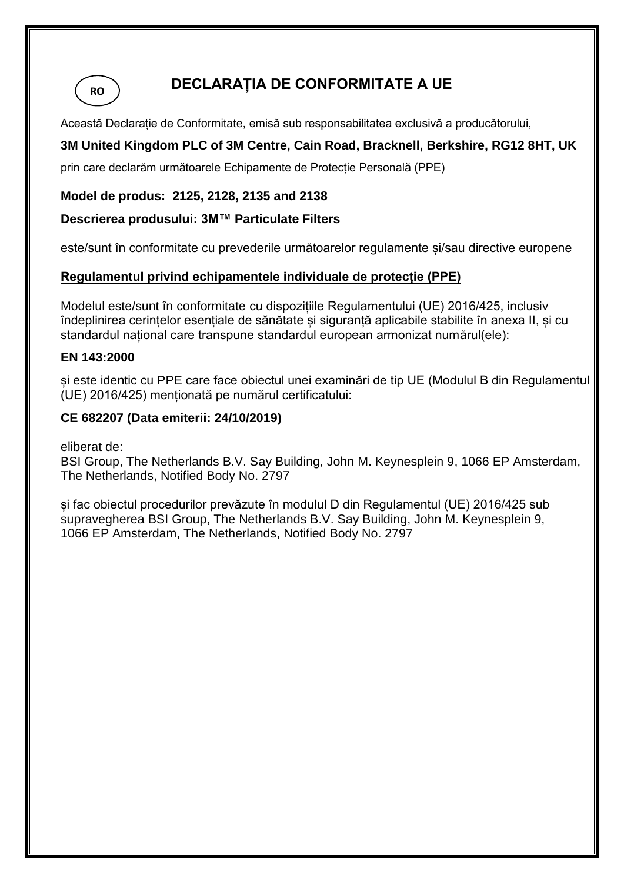RO

# DECLARAȚIA DE CONFORMITATE A UE

Această Declarație de Conformitate, emisă sub responsabilitatea exclusivă a producătorului,

**3M United Kingdom PLC of 3M Centre, Cain Road, Bracknell, Berkshire, RG12 8HT, UK**

prin care declarăm următoarele Echipamente de Protecție Personală (PPE)

**Model de produs: 2125, 2128, 2135 and 2138**

**Descrierea produsului: 3M™ Particulate Filters**

este/sunt în conformitate cu prevederile următoarelor regulamente și/sau directive europene

**<u>Regulamentul privind echipamentele individuale de protecție (PPE)</u>**

Modelul este/sunt în conformitate cu dispozițiile Regulamentului (UE) 2016/425, inclusiv îndeplinirea cerințelor esențiale de sănătate și siguranță aplicabile stabilite în anexa II, și cu standardul național care transpune standardul european armonizat numărul(ele):

**EN 143:2000**

și este identic cu PPE care face obiectul unei examinări de tip UE (Modulul B din Regulamentul (UE) 2016/425) menționată pe numărul certificatului:

**CE 682207 (Data emiterii: 24/10/2019)**

eliberat de:
BSI Group, The Netherlands B.V. Say Building, John M. Keynesplein 9, 1066 EP Amsterdam, The Netherlands, Notified Body No. 2797

și fac obiectul procedurilor prevăzute în modulul D din Regulamentul (UE) 2016/425 sub supravegherea BSI Group, The Netherlands B.V. Say Building, John M. Keynesplein 9, 1066 EP Amsterdam, The Netherlands, Notified Body No. 2797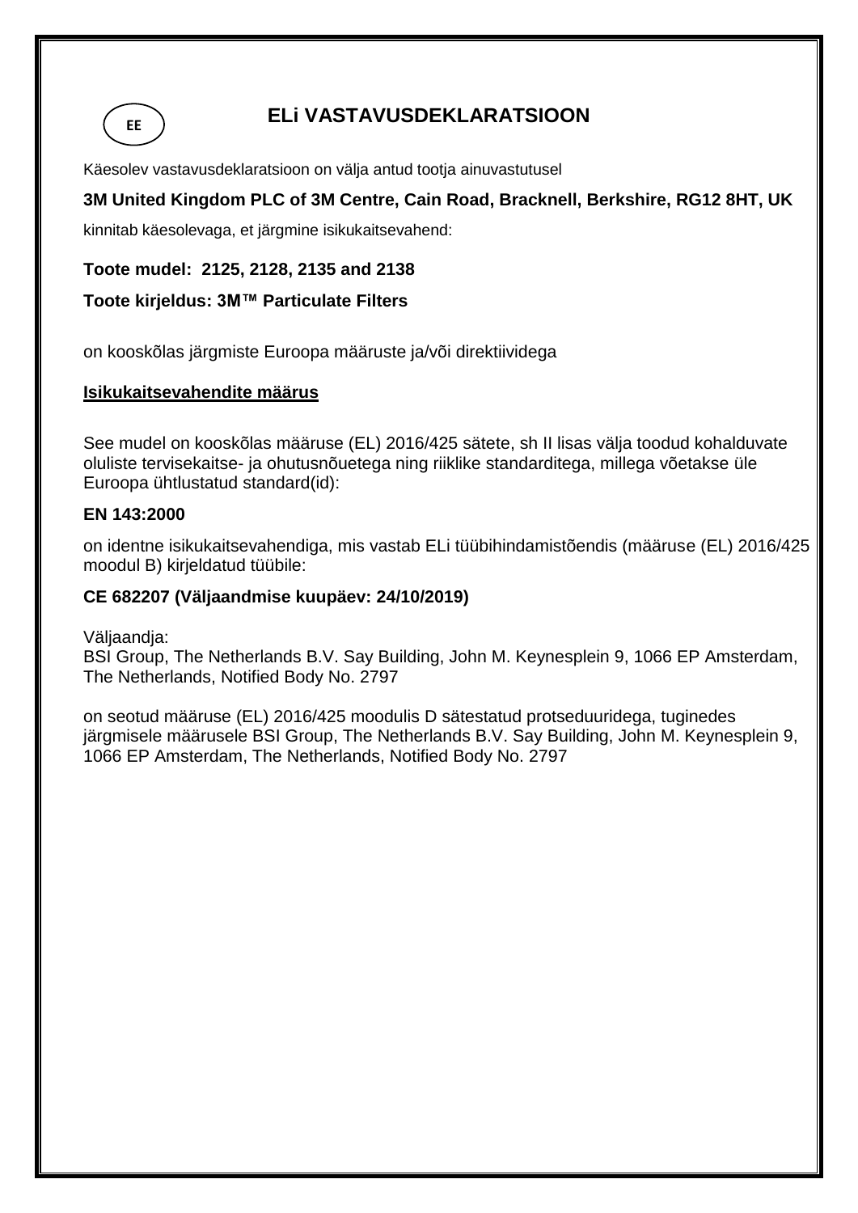EE

# ELi VASTAVUSDEKLARATSIOON

Käesolev vastavusdeklaratsioon on välja antud tootja ainuvastutusel

**3M United Kingdom PLC of 3M Centre, Cain Road, Bracknell, Berkshire, RG12 8HT, UK**

kinnitab käesolevaga, et järgmine isikukaitsevahend:

**Toote mudel: 2125, 2128, 2135 and 2138**

**Toote kirjeldus: 3M™ Particulate Filters**

on kooskõlas järgmiste Euroopa määruste ja/või direktiividega

**Isikukaitsevahendite määrus**

See mudel on kooskõlas määruse (EL) 2016/425 sätete, sh II lisas välja toodud kohalduvate oluliste tervisekaitse- ja ohutusnõuetega ning riiklike standarditega, millega võetakse üle Euroopa ühtlustatud standard(id):

**EN 143:2000**

on identne isikukaitsevahendiga, mis vastab ELi tüübihindamistõendis (määruse (EL) 2016/425 moodul B) kirjeldatud tüübile:

**CE 682207 (Väljaandmise kuupäev: 24/10/2019)**

Väljaandja:
BSI Group, The Netherlands B.V. Say Building, John M. Keynesplein 9, 1066 EP Amsterdam, The Netherlands, Notified Body No. 2797

on seotud määruse (EL) 2016/425 moodulis D sätestatud protseduuridega, tuginedes järgmisele määrusele BSI Group, The Netherlands B.V. Say Building, John M. Keynesplein 9, 1066 EP Amsterdam, The Netherlands, Notified Body No. 2797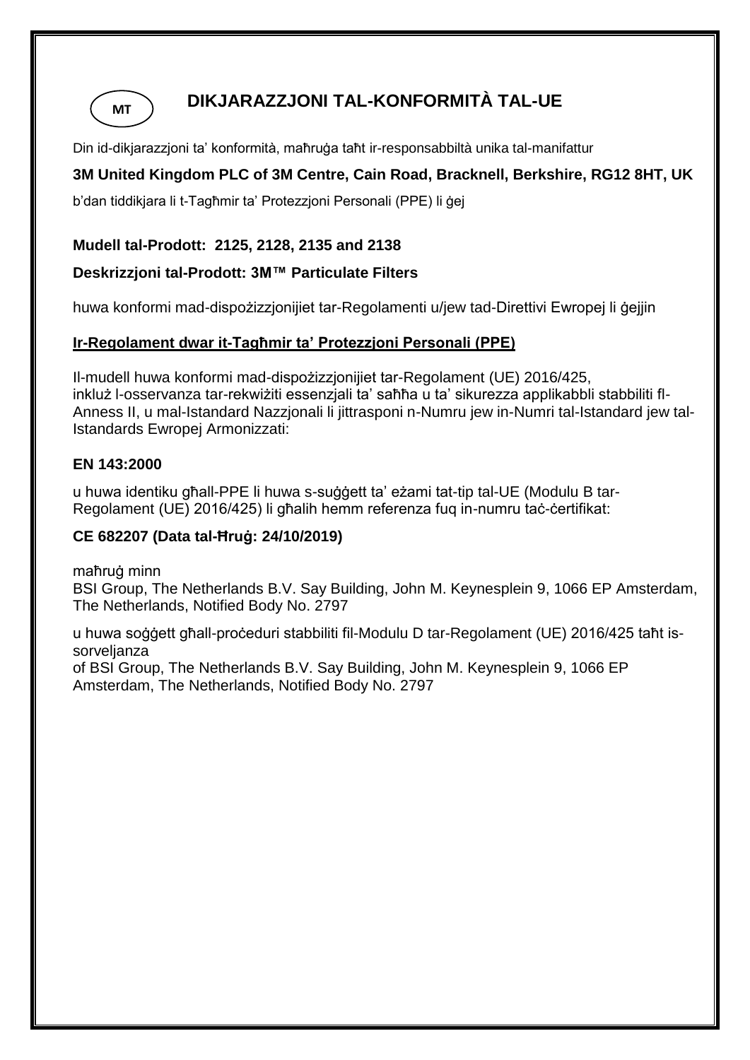MT

# DIKJARAZZJONI TAL-KONFORMITÀ TAL-UE

Din id-dikjarazzjoni ta' konformità, maħruġa taħt ir-responsabbiltà unika tal-manifattur

**3M United Kingdom PLC of 3M Centre, Cain Road, Bracknell, Berkshire, RG12 8HT, UK**

b'dan tiddikjara li t-Tagħmir ta' Protezzjoni Personali (PPE) li ġej

**Mudell tal-Prodott: 2125, 2128, 2135 and 2138**

**Deskrizzjoni tal-Prodott: 3M™ Particulate Filters**

huwa konformi mad-dispożizzjonijiet tar-Regolamenti u/jew tad-Direttivi Ewropej li ġejjin

**Ir-Regolament dwar it-Tagħmir ta' Protezzjoni Personali (PPE)**

Il-mudell huwa konformi mad-dispożizzjonijiet tar-Regolament (UE) 2016/425, inkluż l-osservanza tar-rekwiżiti essenzjali ta' saħħa u ta' sikurezza applikabbli stabbiliti fl-Anness II, u mal-Istandard Nazzjonali li jittrasponi n-Numru jew in-Numri tal-Istandard jew tal-Istandards Ewropej Armonizzati:

**EN 143:2000**

u huwa identiku għall-PPE li huwa s-suġġett ta' eżami tat-tip tal-UE (Modulu B tar-Regolament (UE) 2016/425) li għalih hemm referenza fuq in-numru taċ-ċertifikat:

**CE 682207 (Data tal-Ħruġ: 24/10/2019)**

maħruġ minn
BSI Group, The Netherlands B.V. Say Building, John M. Keynesplein 9, 1066 EP Amsterdam, The Netherlands, Notified Body No. 2797

u huwa soġġett għall-proċeduri stabbiliti fil-Modulu D tar-Regolament (UE) 2016/425 taħt is-sorveljanza
of BSI Group, The Netherlands B.V. Say Building, John M. Keynesplein 9, 1066 EP Amsterdam, The Netherlands, Notified Body No. 2797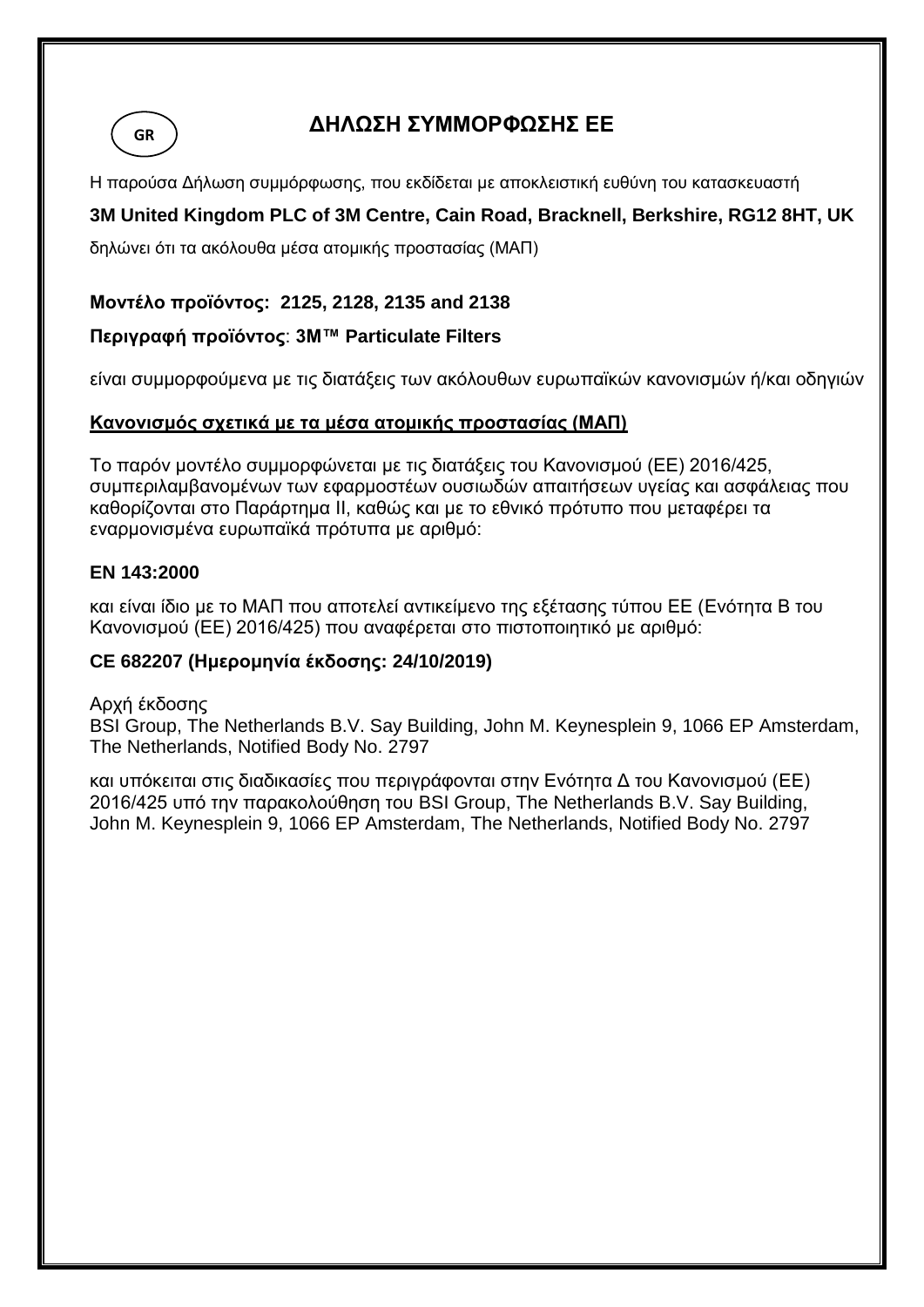GR

# ΔΗΛΩΣΗ ΣΥΜΜΟΡΦΩΣΗΣ ΕΕ

Η παρούσα Δήλωση συμμόρφωσης, που εκδίδεται με αποκλειστική ευθύνη του κατασκευαστή

**3M United Kingdom PLC of 3M Centre, Cain Road, Bracknell, Berkshire, RG12 8HT, UK**

δηλώνει ότι τα ακόλουθα μέσα ατομικής προστασίας (ΜΑΠ)

**Μοντέλο προϊόντος: 2125, 2128, 2135 and 2138**

**Περιγραφή προϊόντος**: **3M™ Particulate Filters**

είναι συμμορφούμενα με τις διατάξεις των ακόλουθων ευρωπαϊκών κανονισμών ή/και οδηγιών

**Κανονισμός σχετικά με τα μέσα ατομικής προστασίας (ΜΑΠ)**

Το παρόν μοντέλο συμμορφώνεται με τις διατάξεις του Κανονισμού (ΕΕ) 2016/425, συμπεριλαμβανομένων των εφαρμοστέων ουσιωδών απαιτήσεων υγείας και ασφάλειας που καθορίζονται στο Παράρτημα II, καθώς και με το εθνικό πρότυπο που μεταφέρει τα εναρμονισμένα ευρωπαϊκά πρότυπα με αριθμό:

**EN 143:2000**

και είναι ίδιο με το ΜΑΠ που αποτελεί αντικείμενο της εξέτασης τύπου ΕΕ (Ενότητα B του Κανονισμού (ΕΕ) 2016/425) που αναφέρεται στο πιστοποιητικό με αριθμό:

**CE 682207 (Ημερομηνία έκδοσης: 24/10/2019)**

Αρχή έκδοσης
BSI Group, The Netherlands B.V. Say Building, John M. Keynesplein 9, 1066 EP Amsterdam, The Netherlands, Notified Body No. 2797

και υπόκειται στις διαδικασίες που περιγράφονται στην Ενότητα Δ του Κανονισμού (ΕΕ) 2016/425 υπό την παρακολούθηση του BSI Group, The Netherlands B.V. Say Building, John M. Keynesplein 9, 1066 EP Amsterdam, The Netherlands, Notified Body No. 2797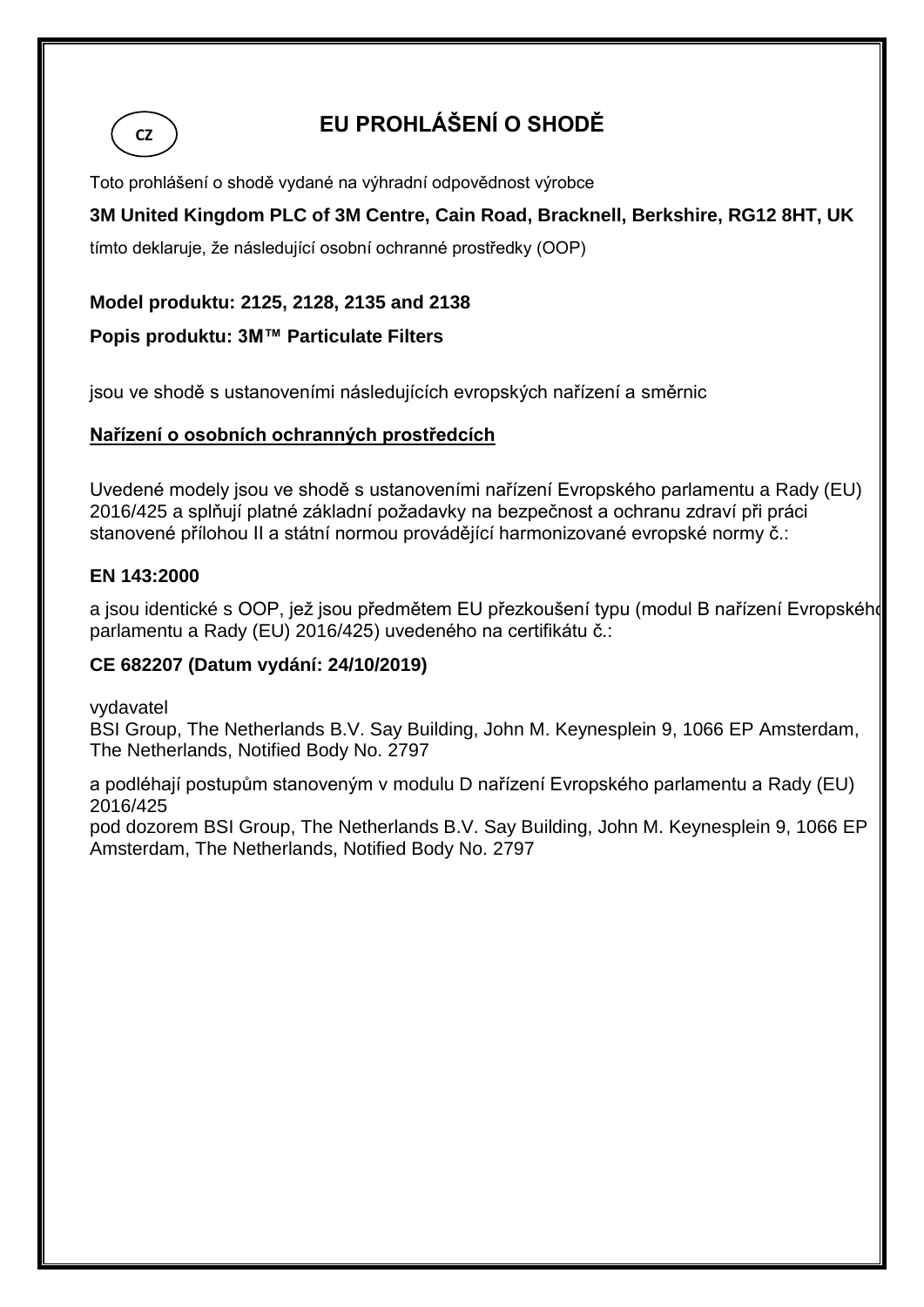CZ

# EU PROHLÁŠENÍ O SHODĚ

Toto prohlášení o shodě vydané na výhradní odpovědnost výrobce

**3M United Kingdom PLC of 3M Centre, Cain Road, Bracknell, Berkshire, RG12 8HT, UK**

tímto deklaruje, že následující osobní ochranné prostředky (OOP)

**Model produktu: 2125, 2128, 2135 and 2138**

**Popis produktu: 3M™ Particulate Filters**

jsou ve shodě s ustanoveními následujících evropských nařízení a směrnic

**Nařízení o osobních ochranných prostředcích**

Uvedené modely jsou ve shodě s ustanoveními nařízení Evropského parlamentu a Rady (EU) 2016/425 a splňují platné základní požadavky na bezpečnost a ochranu zdraví při práci stanovené přílohou II a státní normou provádějící harmonizované evropské normy č.:

**EN 143:2000**

a jsou identické s OOP, jež jsou předmětem EU přezkoušení typu (modul B nařízení Evropského parlamentu a Rady (EU) 2016/425) uvedeného na certifikátu č.:

**CE 682207 (Datum vydání: 24/10/2019)**

vydavatel
BSI Group, The Netherlands B.V. Say Building, John M. Keynesplein 9, 1066 EP Amsterdam, The Netherlands, Notified Body No. 2797

a podléhají postupům stanoveným v modulu D nařízení Evropského parlamentu a Rady (EU) 2016/425
pod dozorem BSI Group, The Netherlands B.V. Say Building, John M. Keynesplein 9, 1066 EP Amsterdam, The Netherlands, Notified Body No. 2797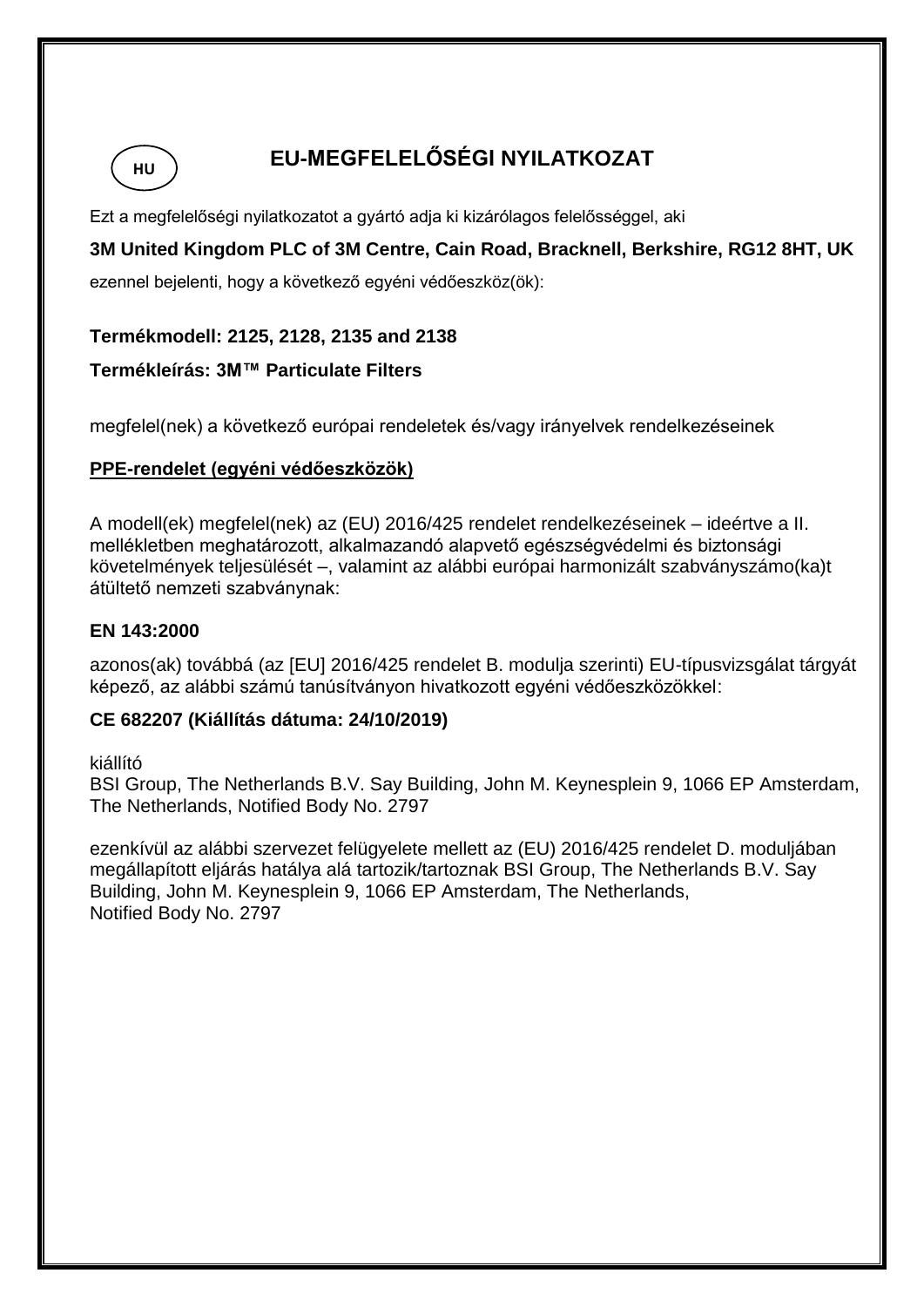HU

# EU-MEGFELELŐSÉGI NYILATKOZAT

Ezt a megfelelőségi nyilatkozatot a gyártó adja ki kizárólagos felelősséggel, aki

**3M United Kingdom PLC of 3M Centre, Cain Road, Bracknell, Berkshire, RG12 8HT, UK**

ezennel bejelenti, hogy a következő egyéni védőeszköz(ök):

**Termékmodell: 2125, 2128, 2135 and 2138**

**Termékleírás: 3M™ Particulate Filters**

megfelel(nek) a következő európai rendeletek és/vagy irányelvek rendelkezéseinek

**PPE-rendelet (egyéni védőeszközök)**

A modell(ek) megfelel(nek) az (EU) 2016/425 rendelet rendelkezéseinek – ideértve a II. mellékletben meghatározott, alkalmazandó alapvető egészségvédelmi és biztonsági követelmények teljesülését –, valamint az alábbi európai harmonizált szabványszámo(ka)t átültető nemzeti szabványnak:

**EN 143:2000**

azonos(ak) továbbá (az [EU] 2016/425 rendelet B. modulja szerinti) EU-típusvizsgálat tárgyát képező, az alábbi számú tanúsítványon hivatkozott egyéni védőeszközökkel:

**CE 682207 (Kiállítás dátuma: 24/10/2019)**

kiállító
BSI Group, The Netherlands B.V. Say Building, John M. Keynesplein 9, 1066 EP Amsterdam, The Netherlands, Notified Body No. 2797

ezenkívül az alábbi szervezet felügyelete mellett az (EU) 2016/425 rendelet D. moduljában megállapított eljárás hatálya alá tartozik/tartoznak BSI Group, The Netherlands B.V. Say Building, John M. Keynesplein 9, 1066 EP Amsterdam, The Netherlands, Notified Body No. 2797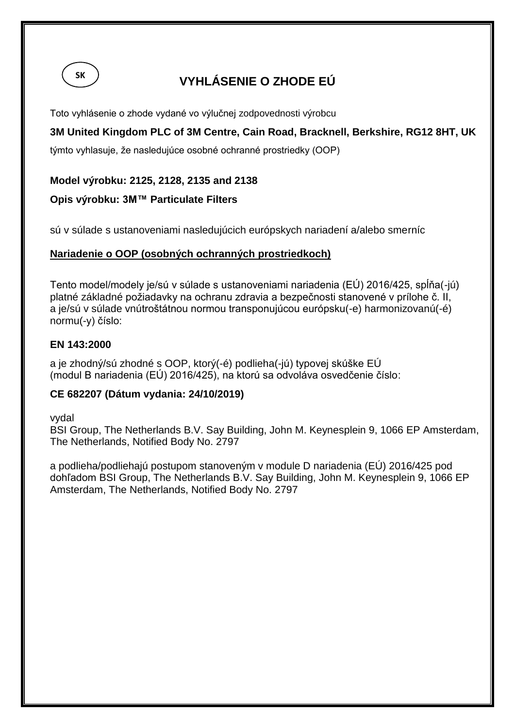SK

# VYHLÁSENIE O ZHODE EÚ

Toto vyhlásenie o zhode vydané vo výlučnej zodpovednosti výrobcu

**3M United Kingdom PLC of 3M Centre, Cain Road, Bracknell, Berkshire, RG12 8HT, UK**

týmto vyhlasuje, že nasledujúce osobné ochranné prostriedky (OOP)

**Model výrobku: 2125, 2128, 2135 and 2138**

**Opis výrobku: 3M™ Particulate Filters**

sú v súlade s ustanoveniami nasledujúcich európskych nariadení a/alebo smerníc

**<u>Nariadenie o OOP (osobných ochranných prostriedkoch)</u>**

Tento model/modely je/sú v súlade s ustanoveniami nariadenia (EÚ) 2016/425, spĺňa(-jú) platné základné požiadavky na ochranu zdravia a bezpečnosti stanovené v prílohe č. II, a je/sú v súlade vnútroštátnou normou transponujúcou európsku(-e) harmonizovanú(-é) normu(-y) číslo:

**EN 143:2000**

a je zhodný/sú zhodné s OOP, ktorý(-é) podlieha(-jú) typovej skúške EÚ (modul B nariadenia (EÚ) 2016/425), na ktorú sa odvoláva osvedčenie číslo:

**CE 682207 (Dátum vydania: 24/10/2019)**

vydal
BSI Group, The Netherlands B.V. Say Building, John M. Keynesplein 9, 1066 EP Amsterdam, The Netherlands, Notified Body No. 2797

a podlieha/podliehajú postupom stanoveným v module D nariadenia (EÚ) 2016/425 pod dohľadom BSI Group, The Netherlands B.V. Say Building, John M. Keynesplein 9, 1066 EP Amsterdam, The Netherlands, Notified Body No. 2797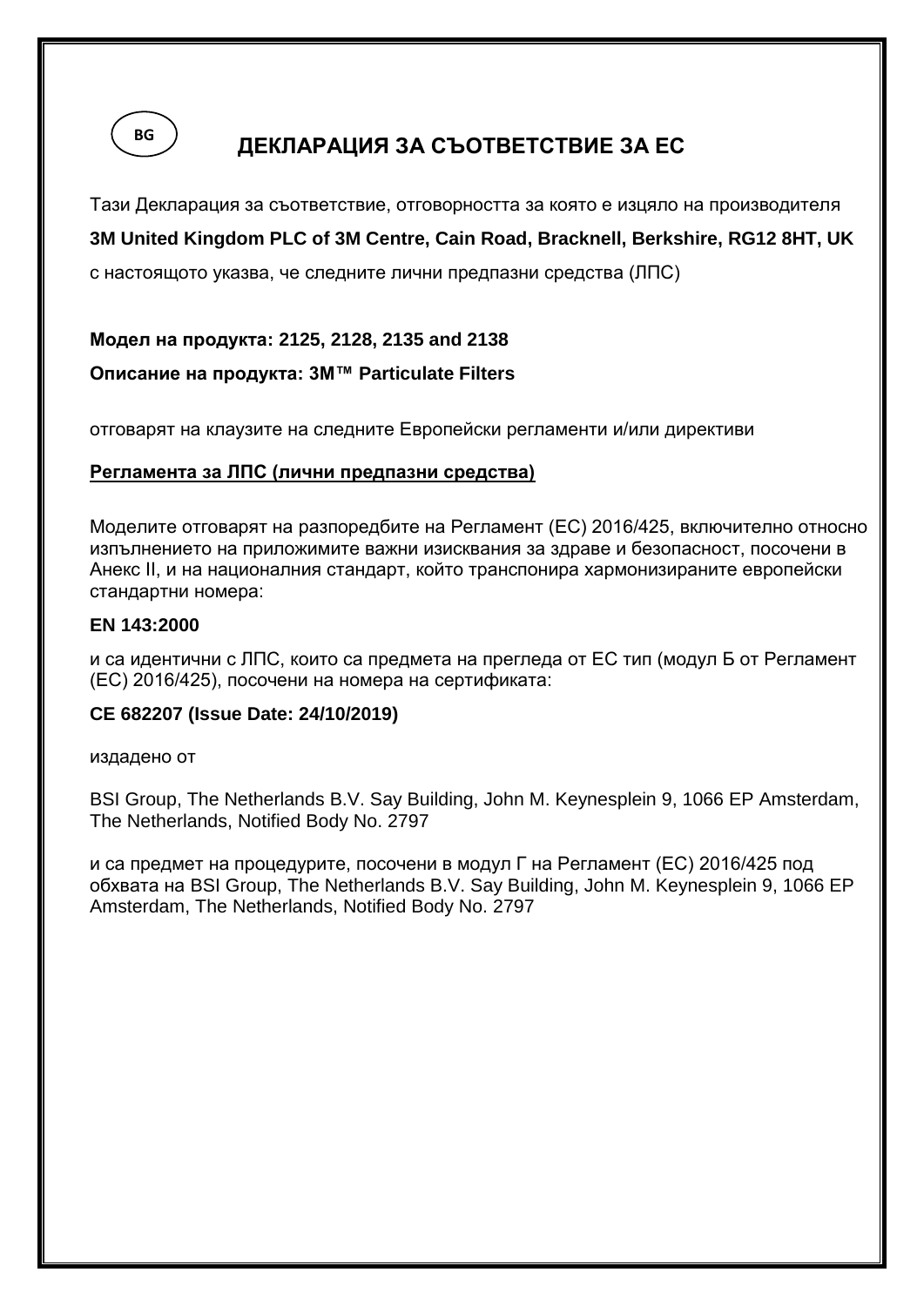BG

# ДЕКЛАРАЦИЯ ЗА СЪОТВЕТСТВИЕ ЗА ЕС

Тази Декларация за съответствие, отговорността за която е изцяло на производителя

**3M United Kingdom PLC of 3M Centre, Cain Road, Bracknell, Berkshire, RG12 8HT, UK**

с настоящото указва, че следните лични предпазни средства (ЛПС)

**Модел на продукта: 2125, 2128, 2135 and 2138**

**Описание на продукта: 3M™ Particulate Filters**

отговарят на клаузите на следните Европейски регламенти и/или директиви

**Регламента за ЛПС (лични предпазни средства)**

Моделите отговарят на разпоредбите на Регламент (ЕС) 2016/425, включително относно изпълнението на приложимите важни изисквания за здраве и безопасност, посочени в Анекс II, и на националния стандарт, който транспонира хармонизираните европейски стандартни номера:

**EN 143:2000**

и са идентични с ЛПС, които са предмета на прегледа от ЕС тип (модул Б от Регламент (ЕС) 2016/425), посочени на номера на сертификата:

**CE 682207 (Issue Date: 24/10/2019)**

издадено от

BSI Group, The Netherlands B.V. Say Building, John M. Keynesplein 9, 1066 EP Amsterdam, The Netherlands, Notified Body No. 2797

и са предмет на процедурите, посочени в модул Г на Регламент (ЕС) 2016/425 под обхвата на BSI Group, The Netherlands B.V. Say Building, John M. Keynesplein 9, 1066 EP Amsterdam, The Netherlands, Notified Body No. 2797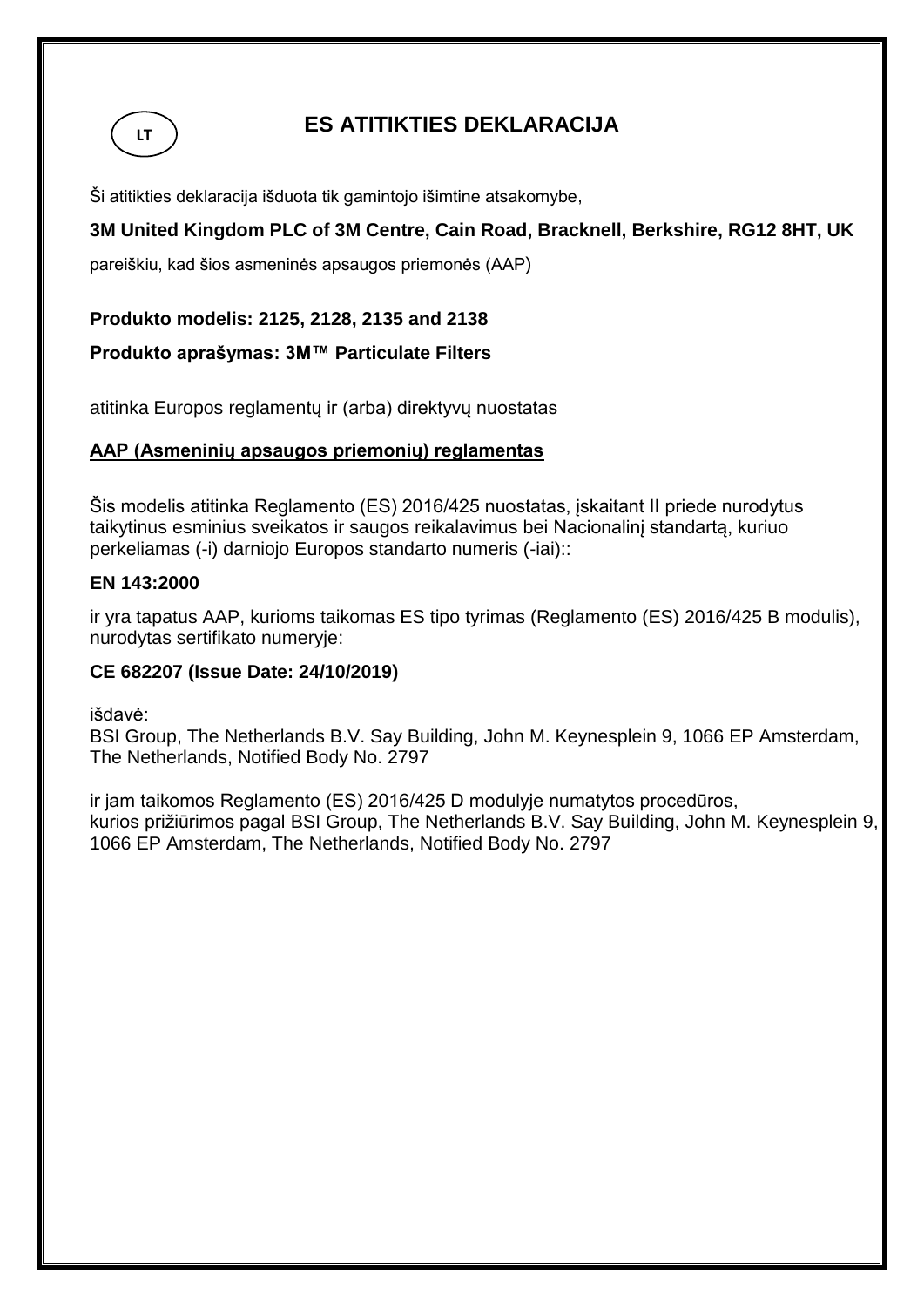LT

# ES ATITIKTIES DEKLARACIJA

Ši atitikties deklaracija išduota tik gamintojo išimtine atsakomybe,

**3M United Kingdom PLC of 3M Centre, Cain Road, Bracknell, Berkshire, RG12 8HT, UK**

pareiškiu, kad šios asmeninės apsaugos priemonės (AAP)

**Produkto modelis: 2125, 2128, 2135 and 2138**

**Produkto aprašymas: 3M™ Particulate Filters**

atitinka Europos reglamentų ir (arba) direktyvų nuostatas

**AAP (Asmeninių apsaugos priemonių) reglamentas**

Šis modelis atitinka Reglamento (ES) 2016/425 nuostatas, įskaitant II priede nurodytus taikytinus esminius sveikatos ir saugos reikalavimus bei Nacionalinį standartą, kuriuo perkeliamas (-i) darniojo Europos standarto numeris (-iai)::

**EN 143:2000**

ir yra tapatus AAP, kurioms taikomas ES tipo tyrimas (Reglamento (ES) 2016/425 B modulis), nurodytas sertifikato numeryje:

**CE 682207 (Issue Date: 24/10/2019)**

išdavė:
BSI Group, The Netherlands B.V. Say Building, John M. Keynesplein 9, 1066 EP Amsterdam, The Netherlands, Notified Body No. 2797

ir jam taikomos Reglamento (ES) 2016/425 D modulyje numatytos procedūros, kurios prižiūrimos pagal BSI Group, The Netherlands B.V. Say Building, John M. Keynesplein 9, 1066 EP Amsterdam, The Netherlands, Notified Body No. 2797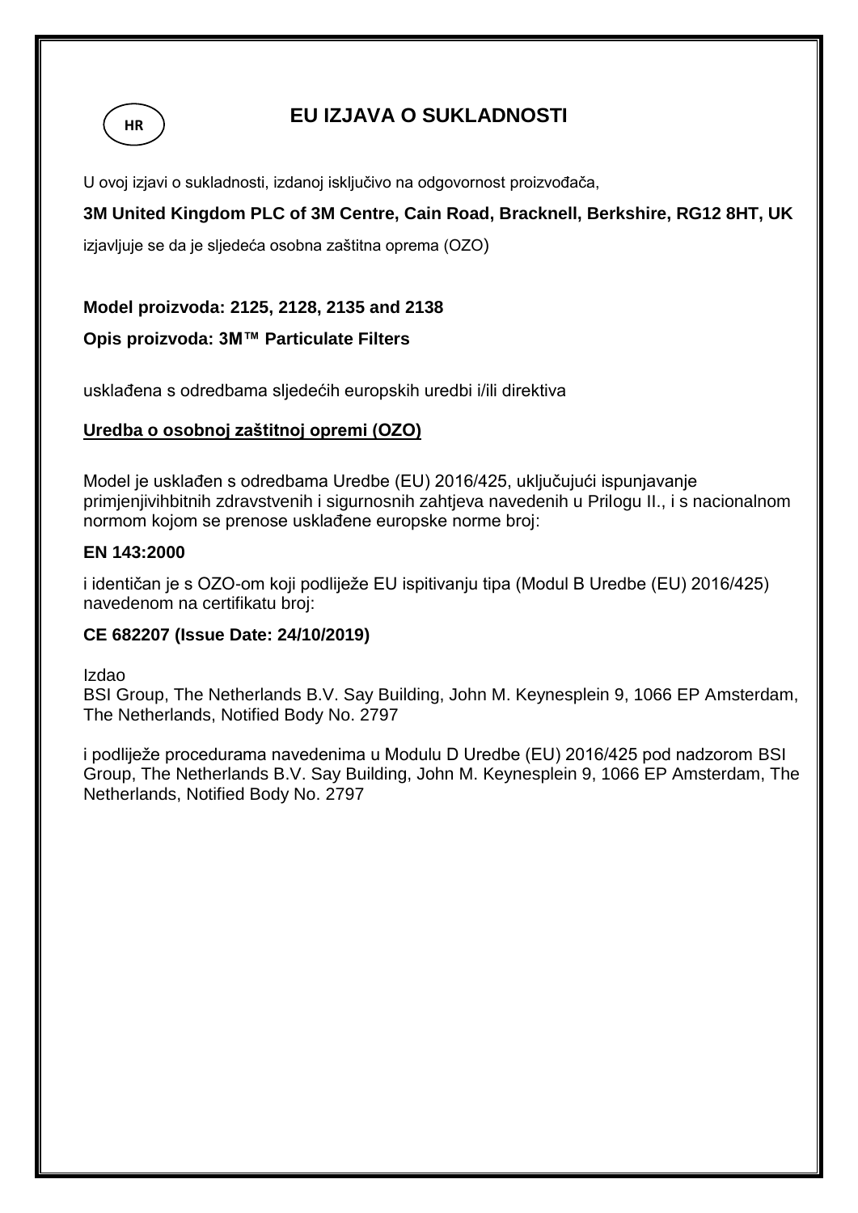HR

# EU IZJAVA O SUKLADNOSTI

U ovoj izjavi o sukladnosti, izdanoj isključivo na odgovornost proizvođača,

**3M United Kingdom PLC of 3M Centre, Cain Road, Bracknell, Berkshire, RG12 8HT, UK**

izjavljuje se da je sljedeća osobna zaštitna oprema (OZO)

**Model proizvoda: 2125, 2128, 2135 and 2138**

**Opis proizvoda: 3M™ Particulate Filters**

usklađena s odredbama sljedećih europskih uredbi i/ili direktiva

**Uredba o osobnoj zaštitnoj opremi (OZO)**

Model je usklađen s odredbama Uredbe (EU) 2016/425, uključujući ispunjavanje primjenjivihbitnih zdravstvenih i sigurnosnih zahtjeva navedenih u Prilogu II., i s nacionalnom normom kojom se prenose usklađene europske norme broj:

**EN 143:2000**

i identičan je s OZO-om koji podliježe EU ispitivanju tipa (Modul B Uredbe (EU) 2016/425) navedenom na certifikatu broj:

**CE 682207 (Issue Date: 24/10/2019)**

Izdao
BSI Group, The Netherlands B.V. Say Building, John M. Keynesplein 9, 1066 EP Amsterdam, The Netherlands, Notified Body No. 2797

i podliježe procedurama navedenima u Modulu D Uredbe (EU) 2016/425 pod nadzorom BSI Group, The Netherlands B.V. Say Building, John M. Keynesplein 9, 1066 EP Amsterdam, The Netherlands, Notified Body No. 2797